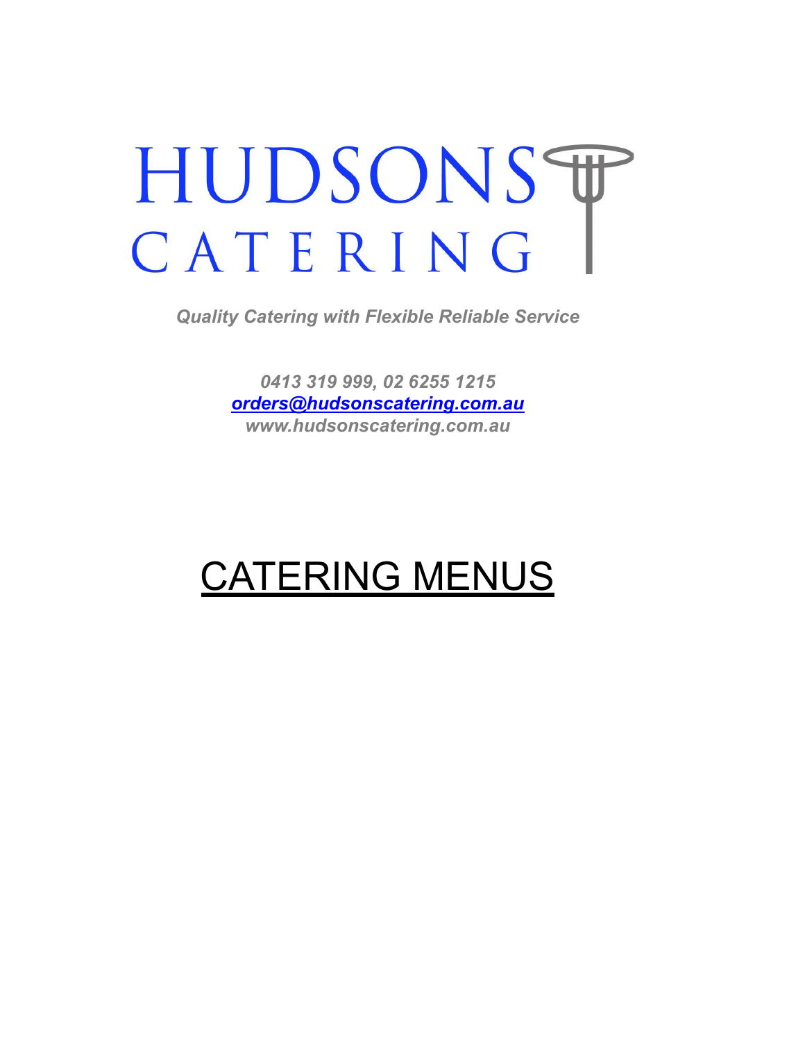# HUDSONS CATERING

*Quality Catering with Flexible Reliable Service*

*0413 319 999, 02 6255 1215*
*orders@hudsonscatering.com.au*
*www.hudsonscatering.com.au*

# CATERING MENUS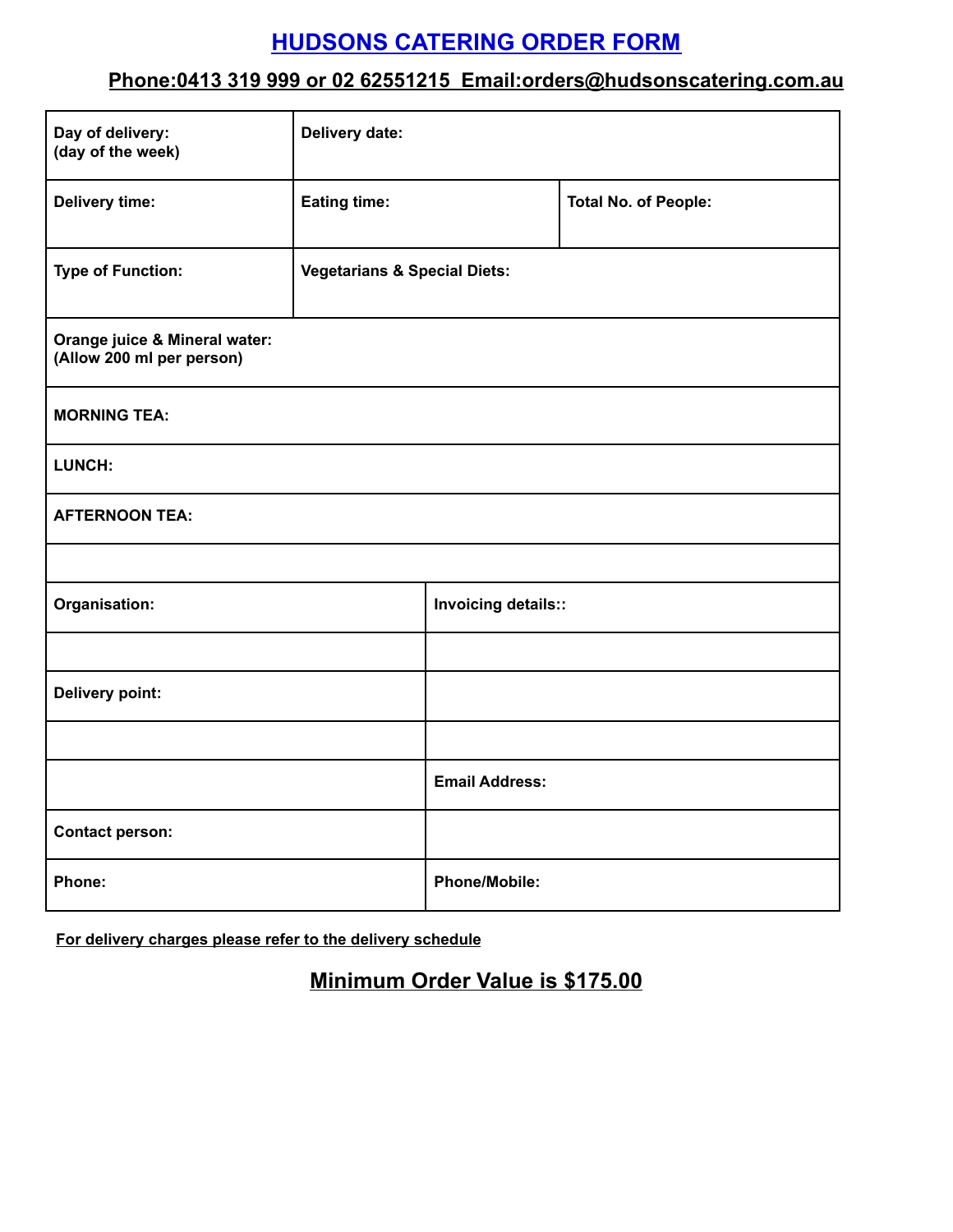# HUDSONS CATERING ORDER FORM

## Phone:0413 319 999 or 02 62551215  Email:orders@hudsonscatering.com.au

| **Day of delivery:** **(day of the week)** | **Delivery date:** | |
|---|---|---|
| **Delivery time:** | **Eating time:** | **Total No. of People:** |
| **Type of Function:** | **Vegetarians & Special Diets:** | |
| **Orange juice & Mineral water:** **(Allow 200 ml per person)** | | |
| **MORNING TEA:** | | |
| **LUNCH:** | | |
| **AFTERNOON TEA:** | | |
| | | |

| **Organisation:** | **Invoicing details::** |
|---|---|
| | |
| **Delivery point:** | |
| | |
| | **Email Address:** |
| **Contact person:** | |
| **Phone:** | **Phone/Mobile:** |

**For delivery charges please refer to the delivery schedule**

## Minimum Order Value is $175.00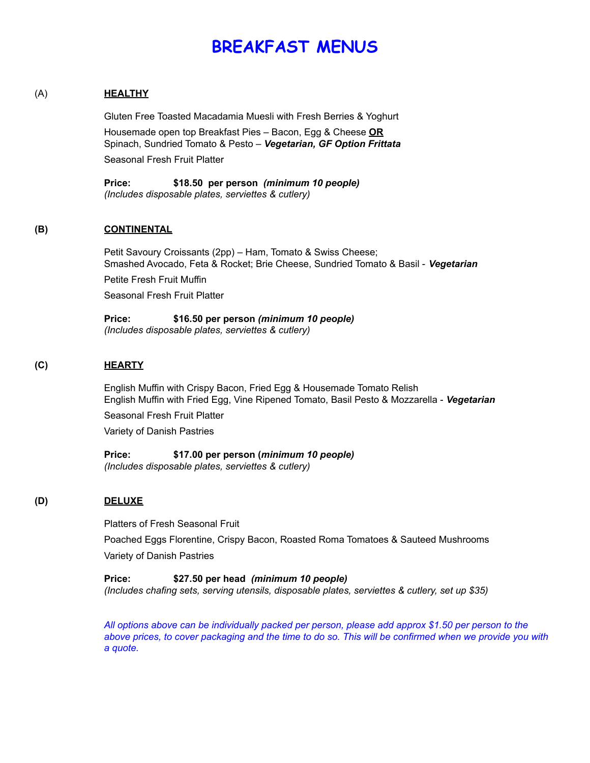# BREAKFAST MENUS

(A) **HEALTHY**

Gluten Free Toasted Macadamia Muesli with Fresh Berries & Yoghurt

Housemade open top Breakfast Pies – Bacon, Egg & Cheese **OR**
Spinach, Sundried Tomato & Pesto – ***Vegetarian, GF Option Frittata***

Seasonal Fresh Fruit Platter

**Price: $18.50 per person** ***(minimum 10 people)***
*(Includes disposable plates, serviettes & cutlery)*

**(B) CONTINENTAL**

Petit Savoury Croissants (2pp) – Ham, Tomato & Swiss Cheese;
Smashed Avocado, Feta & Rocket; Brie Cheese, Sundried Tomato & Basil - ***Vegetarian***

Petite Fresh Fruit Muffin

Seasonal Fresh Fruit Platter

**Price: $16.50 per person** ***(minimum 10 people)***
*(Includes disposable plates, serviettes & cutlery)*

**(C) HEARTY**

English Muffin with Crispy Bacon, Fried Egg & Housemade Tomato Relish
English Muffin with Fried Egg, Vine Ripened Tomato, Basil Pesto & Mozzarella - ***Vegetarian***

Seasonal Fresh Fruit Platter

Variety of Danish Pastries

**Price: $17.00 per person (*minimum 10 people*)**
*(Includes disposable plates, serviettes & cutlery)*

**(D) DELUXE**

Platters of Fresh Seasonal Fruit

Poached Eggs Florentine, Crispy Bacon, Roasted Roma Tomatoes & Sauteed Mushrooms

Variety of Danish Pastries

**Price: $27.50 per head** ***(minimum 10 people)***
*(Includes chafing sets, serving utensils, disposable plates, serviettes & cutlery, set up $35)*

*All options above can be individually packed per person, please add approx $1.50 per person to the above prices, to cover packaging and the time to do so. This will be confirmed when we provide you with a quote.*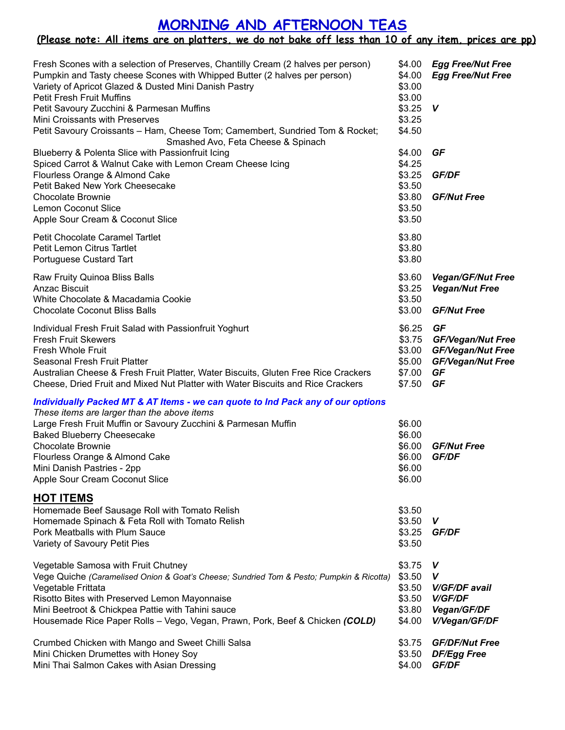# MORNING AND AFTERNOON TEAS

**(Please note: All items are on platters, we do not bake off less than 10 of any item, prices are pp)**

| Item | Price | Dietary |
|---|---|---|
| Fresh Scones with a selection of Preserves, Chantilly Cream (2 halves per person) | $4.00 | ***Egg Free/Nut Free*** |
| Pumpkin and Tasty cheese Scones with Whipped Butter (2 halves per person) | $4.00 | ***Egg Free/Nut Free*** |
| Variety of Apricot Glazed & Dusted Mini Danish Pastry | $3.00 | |
| Petit Fresh Fruit Muffins | $3.00 | |
| Petit Savoury Zucchini & Parmesan Muffins | $3.25 | ***V*** |
| Mini Croissants with Preserves | $3.25 | |
| Petit Savoury Croissants – Ham, Cheese Tom; Camembert, Sundried Tom & Rocket; Smashed Avo, Feta Cheese & Spinach | $4.50 | |
| Blueberry & Polenta Slice with Passionfruit Icing | $4.00 | ***GF*** |
| Spiced Carrot & Walnut Cake with Lemon Cream Cheese Icing | $4.25 | |
| Flourless Orange & Almond Cake | $3.25 | ***GF/DF*** |
| Petit Baked New York Cheesecake | $3.50 | |
| Chocolate Brownie | $3.80 | ***GF/Nut Free*** |
| Lemon Coconut Slice | $3.50 | |
| Apple Sour Cream & Coconut Slice | $3.50 | |
| Petit Chocolate Caramel Tartlet | $3.80 | |
| Petit Lemon Citrus Tartlet | $3.80 | |
| Portuguese Custard Tart | $3.80 | |
| Raw Fruity Quinoa Bliss Balls | $3.60 | ***Vegan/GF/Nut Free*** |
| Anzac Biscuit | $3.25 | ***Vegan/Nut Free*** |
| White Chocolate & Macadamia Cookie | $3.50 | |
| Chocolate Coconut Bliss Balls | $3.00 | ***GF/Nut Free*** |
| Individual Fresh Fruit Salad with Passionfruit Yoghurt | $6.25 | ***GF*** |
| Fresh Fruit Skewers | $3.75 | ***GF/Vegan/Nut Free*** |
| Fresh Whole Fruit | $3.00 | ***GF/Vegan/Nut Free*** |
| Seasonal Fresh Fruit Platter | $5.00 | ***GF/Vegan/Nut Free*** |
| Australian Cheese & Fresh Fruit Platter, Water Biscuits, Gluten Free Rice Crackers | $7.00 | ***GF*** |
| Cheese, Dried Fruit and Mixed Nut Platter with Water Biscuits and Rice Crackers | $7.50 | ***GF*** |

***Individually Packed MT & AT Items - we can quote to Ind Pack any of our options***

*These items are larger than the above items*

| Item | Price | Dietary |
|---|---|---|
| Large Fresh Fruit Muffin or Savoury Zucchini & Parmesan Muffin | $6.00 | |
| Baked Blueberry Cheesecake | $6.00 | |
| Chocolate Brownie | $6.00 | ***GF/Nut Free*** |
| Flourless Orange & Almond Cake | $6.00 | ***GF/DF*** |
| Mini Danish Pastries - 2pp | $6.00 | |
| Apple Sour Cream Coconut Slice | $6.00 | |

## HOT ITEMS

| Item | Price | Dietary |
|---|---|---|
| Homemade Beef Sausage Roll with Tomato Relish | $3.50 | |
| Homemade Spinach & Feta Roll with Tomato Relish | $3.50 | ***V*** |
| Pork Meatballs with Plum Sauce | $3.25 | ***GF/DF*** |
| Variety of Savoury Petit Pies | $3.50 | |
| Vegetable Samosa with Fruit Chutney | $3.75 | ***V*** |
| Vege Quiche *(Caramelised Onion & Goat's Cheese; Sundried Tom & Pesto; Pumpkin & Ricotta)* | $3.50 | ***V*** |
| Vegetable Frittata | $3.50 | ***V/GF/DF avail*** |
| Risotto Bites with Preserved Lemon Mayonnaise | $3.50 | ***V/GF/DF*** |
| Mini Beetroot & Chickpea Pattie with Tahini sauce | $3.80 | ***Vegan/GF/DF*** |
| Housemade Rice Paper Rolls – Vego, Vegan, Prawn, Pork, Beef & Chicken ***(COLD)*** | $4.00 | ***V/Vegan/GF/DF*** |
| Crumbed Chicken with Mango and Sweet Chilli Salsa | $3.75 | ***GF/DF/Nut Free*** |
| Mini Chicken Drumettes with Honey Soy | $3.50 | ***DF/Egg Free*** |
| Mini Thai Salmon Cakes with Asian Dressing | $4.00 | ***GF/DF*** |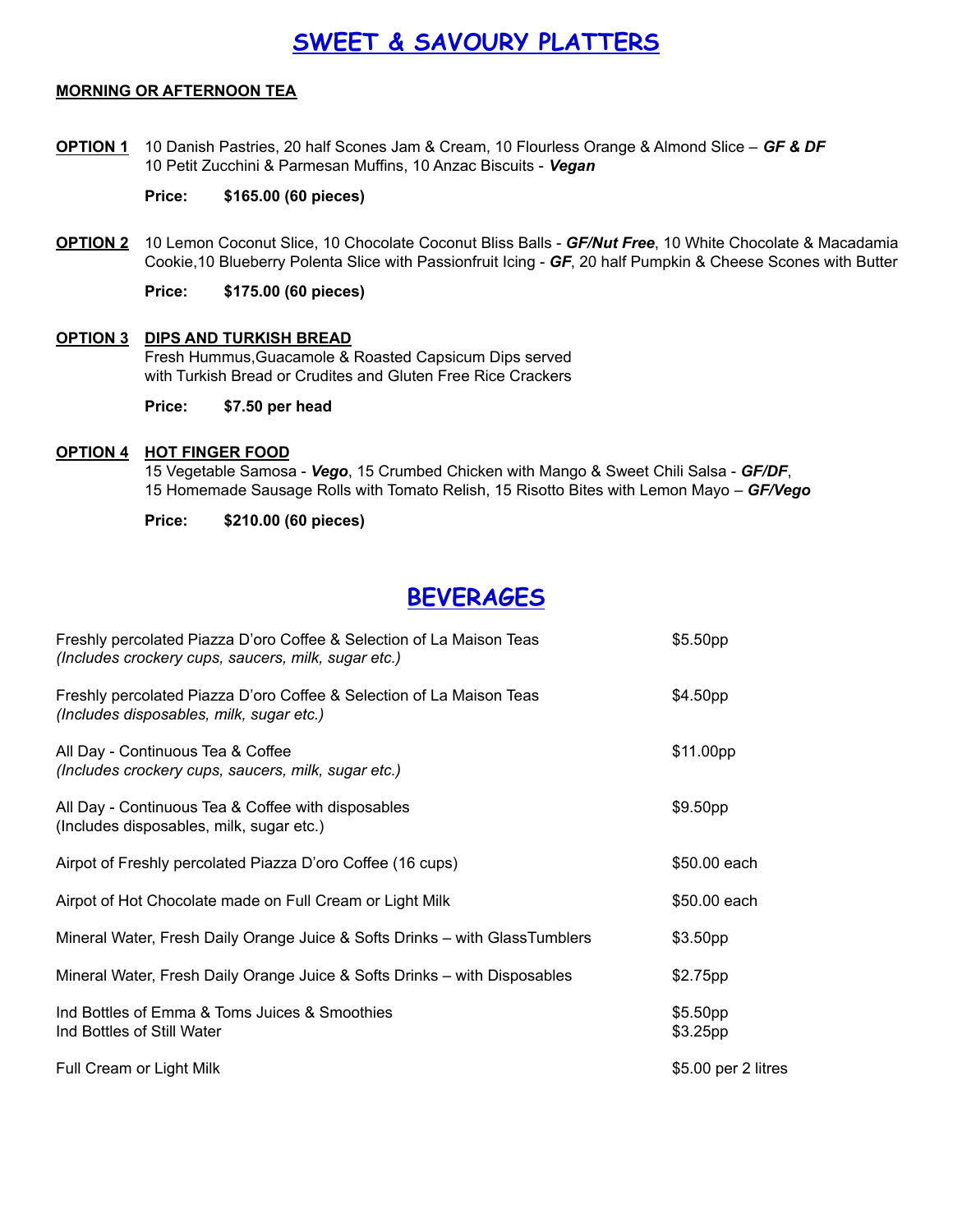# SWEET & SAVOURY PLATTERS

**MORNING OR AFTERNOON TEA**

**OPTION 1** 10 Danish Pastries, 20 half Scones Jam & Cream, 10 Flourless Orange & Almond Slice – ***GF & DF***
10 Petit Zucchini & Parmesan Muffins, 10 Anzac Biscuits - ***Vegan***

**Price: $165.00 (60 pieces)**

**OPTION 2** 10 Lemon Coconut Slice, 10 Chocolate Coconut Bliss Balls - ***GF/Nut Free***, 10 White Chocolate & Macadamia Cookie,10 Blueberry Polenta Slice with Passionfruit Icing - ***GF***, 20 half Pumpkin & Cheese Scones with Butter

**Price: $175.00 (60 pieces)**

**OPTION 3 DIPS AND TURKISH BREAD**
Fresh Hummus,Guacamole & Roasted Capsicum Dips served with Turkish Bread or Crudites and Gluten Free Rice Crackers

**Price: $7.50 per head**

**OPTION 4 HOT FINGER FOOD**
15 Vegetable Samosa - ***Vego***, 15 Crumbed Chicken with Mango & Sweet Chili Salsa - ***GF/DF***,
15 Homemade Sausage Rolls with Tomato Relish, 15 Risotto Bites with Lemon Mayo – ***GF/Vego***

**Price: $210.00 (60 pieces)**

# BEVERAGES

| Item | Price |
|---|---|
| Freshly percolated Piazza D'oro Coffee & Selection of La Maison Teas *(Includes crockery cups, saucers, milk, sugar etc.)* | $5.50pp |
| Freshly percolated Piazza D'oro Coffee & Selection of La Maison Teas *(Includes disposables, milk, sugar etc.)* | $4.50pp |
| All Day - Continuous Tea & Coffee *(Includes crockery cups, saucers, milk, sugar etc.)* | $11.00pp |
| All Day - Continuous Tea & Coffee with disposables (Includes disposables, milk, sugar etc.) | $9.50pp |
| Airpot of Freshly percolated Piazza D'oro Coffee (16 cups) | $50.00 each |
| Airpot of Hot Chocolate made on Full Cream or Light Milk | $50.00 each |
| Mineral Water, Fresh Daily Orange Juice & Softs Drinks – with GlassTumblers | $3.50pp |
| Mineral Water, Fresh Daily Orange Juice & Softs Drinks – with Disposables | $2.75pp |
| Ind Bottles of Emma & Toms Juices & Smoothies | $5.50pp |
| Ind Bottles of Still Water | $3.25pp |
| Full Cream or Light Milk | $5.00 per 2 litres |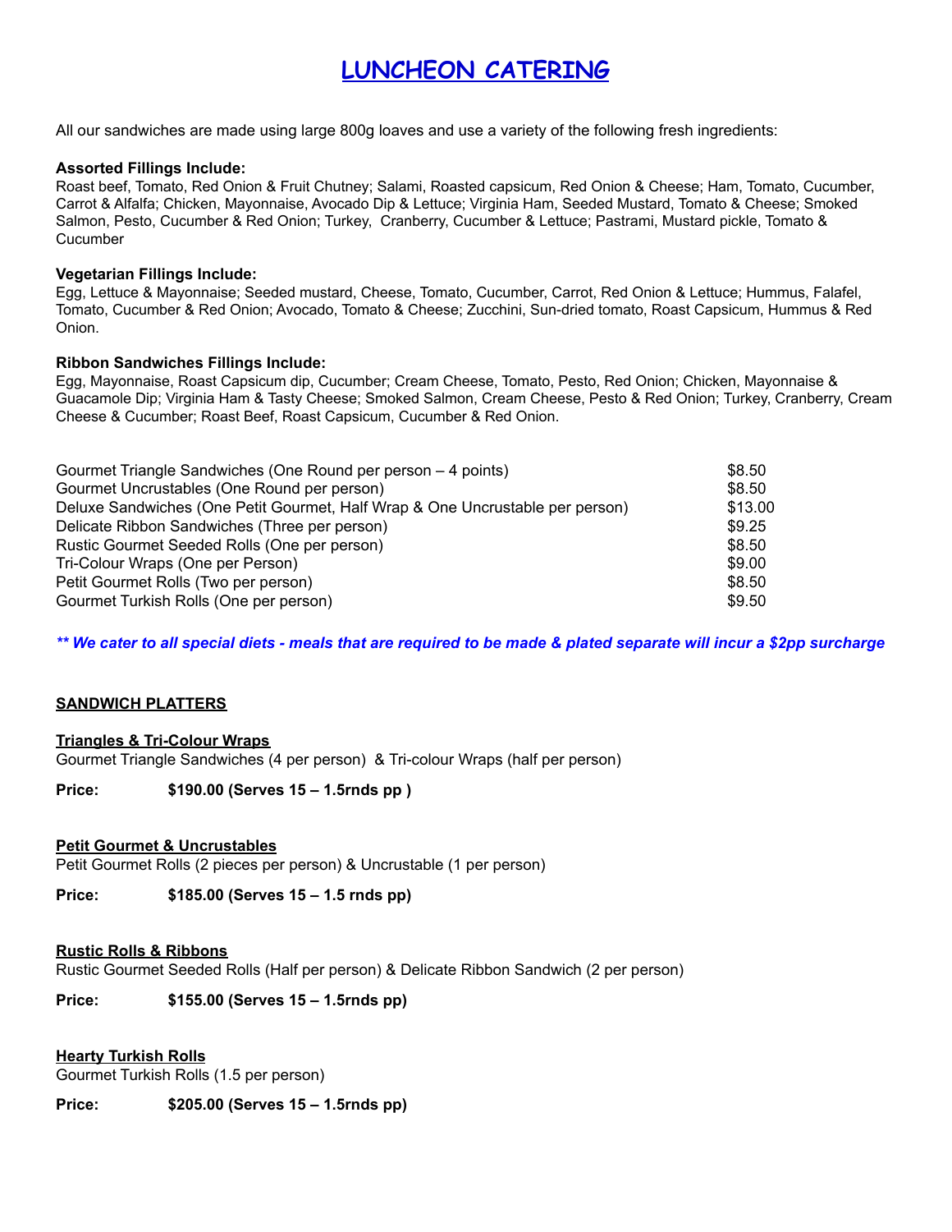# LUNCHEON CATERING

All our sandwiches are made using large 800g loaves and use a variety of the following fresh ingredients:

**Assorted Fillings Include:**
Roast beef, Tomato, Red Onion & Fruit Chutney; Salami, Roasted capsicum, Red Onion & Cheese; Ham, Tomato, Cucumber, Carrot & Alfalfa; Chicken, Mayonnaise, Avocado Dip & Lettuce; Virginia Ham, Seeded Mustard, Tomato & Cheese; Smoked Salmon, Pesto, Cucumber & Red Onion; Turkey, Cranberry, Cucumber & Lettuce; Pastrami, Mustard pickle, Tomato & Cucumber

**Vegetarian Fillings Include:**
Egg, Lettuce & Mayonnaise; Seeded mustard, Cheese, Tomato, Cucumber, Carrot, Red Onion & Lettuce; Hummus, Falafel, Tomato, Cucumber & Red Onion; Avocado, Tomato & Cheese; Zucchini, Sun-dried tomato, Roast Capsicum, Hummus & Red Onion.

**Ribbon Sandwiches Fillings Include:**
Egg, Mayonnaise, Roast Capsicum dip, Cucumber; Cream Cheese, Tomato, Pesto, Red Onion; Chicken, Mayonnaise & Guacamole Dip; Virginia Ham & Tasty Cheese; Smoked Salmon, Cream Cheese, Pesto & Red Onion; Turkey, Cranberry, Cream Cheese & Cucumber; Roast Beef, Roast Capsicum, Cucumber & Red Onion.

| Item | Price |
|---|---|
| Gourmet Triangle Sandwiches (One Round per person – 4 points) | $8.50 |
| Gourmet Uncrustables (One Round per person) | $8.50 |
| Deluxe Sandwiches (One Petit Gourmet, Half Wrap & One Uncrustable per person) | $13.00 |
| Delicate Ribbon Sandwiches (Three per person) | $9.25 |
| Rustic Gourmet Seeded Rolls (One per person) | $8.50 |
| Tri-Colour Wraps (One per Person) | $9.00 |
| Petit Gourmet Rolls (Two per person) | $8.50 |
| Gourmet Turkish Rolls (One per person) | $9.50 |

***\*\* We cater to all special diets - meals that are required to be made & plated separate will incur a $2pp surcharge***

## SANDWICH PLATTERS

**Triangles & Tri-Colour Wraps**
Gourmet Triangle Sandwiches (4 per person) & Tri-colour Wraps (half per person)

**Price: $190.00 (Serves 15 – 1.5rnds pp )**

**Petit Gourmet & Uncrustables**
Petit Gourmet Rolls (2 pieces per person) & Uncrustable (1 per person)

**Price: $185.00 (Serves 15 – 1.5 rnds pp)**

**Rustic Rolls & Ribbons**
Rustic Gourmet Seeded Rolls (Half per person) & Delicate Ribbon Sandwich (2 per person)

**Price: $155.00 (Serves 15 – 1.5rnds pp)**

**Hearty Turkish Rolls**
Gourmet Turkish Rolls (1.5 per person)

**Price: $205.00 (Serves 15 – 1.5rnds pp)**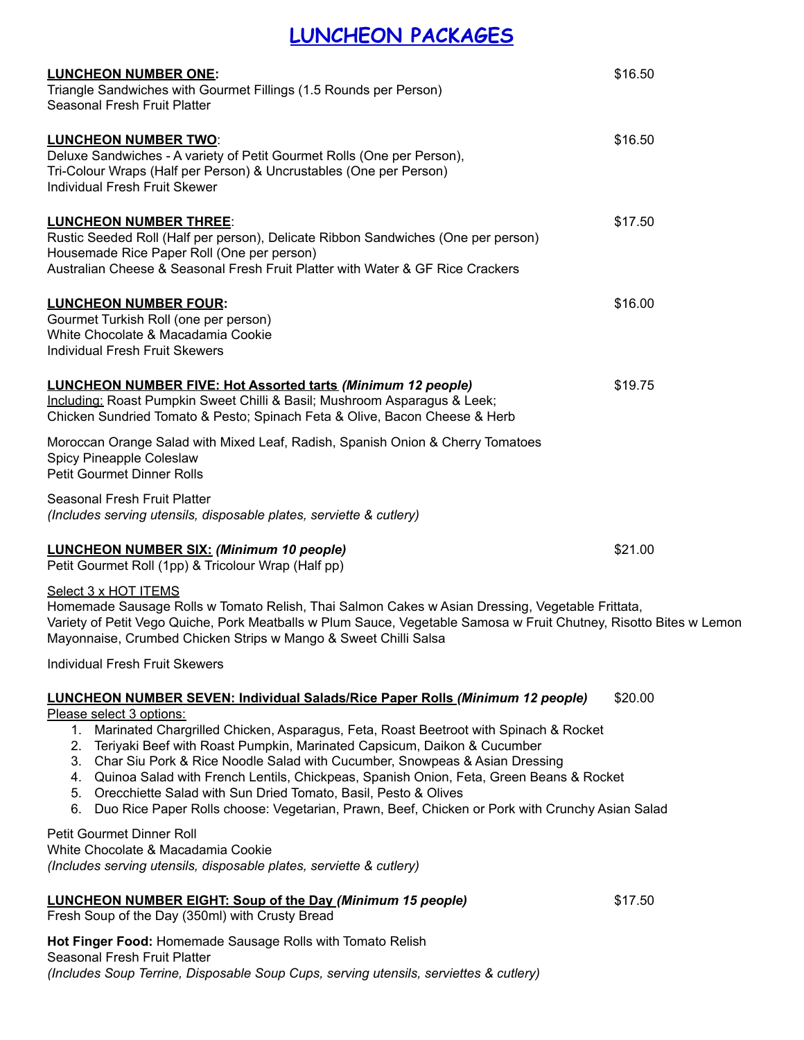# LUNCHEON PACKAGES

**LUNCHEON NUMBER ONE:** $16.50
Triangle Sandwiches with Gourmet Fillings (1.5 Rounds per Person)
Seasonal Fresh Fruit Platter

**LUNCHEON NUMBER TWO**: $16.50
Deluxe Sandwiches - A variety of Petit Gourmet Rolls (One per Person),
Tri-Colour Wraps (Half per Person) & Uncrustables (One per Person)
Individual Fresh Fruit Skewer

**LUNCHEON NUMBER THREE**: $17.50
Rustic Seeded Roll (Half per person), Delicate Ribbon Sandwiches (One per person)
Housemade Rice Paper Roll (One per person)
Australian Cheese & Seasonal Fresh Fruit Platter with Water & GF Rice Crackers

**LUNCHEON NUMBER FOUR:** $16.00
Gourmet Turkish Roll (one per person)
White Chocolate & Macadamia Cookie
Individual Fresh Fruit Skewers

**LUNCHEON NUMBER FIVE: Hot Assorted tarts *(Minimum 12 people)*** $19.75
Including: Roast Pumpkin Sweet Chilli & Basil; Mushroom Asparagus & Leek;
Chicken Sundried Tomato & Pesto; Spinach Feta & Olive, Bacon Cheese & Herb

Moroccan Orange Salad with Mixed Leaf, Radish, Spanish Onion & Cherry Tomatoes
Spicy Pineapple Coleslaw
Petit Gourmet Dinner Rolls

Seasonal Fresh Fruit Platter
*(Includes serving utensils, disposable plates, serviette & cutlery)*

**LUNCHEON NUMBER SIX: *(Minimum 10 people)*** $21.00
Petit Gourmet Roll (1pp) & Tricolour Wrap (Half pp)

Select 3 x HOT ITEMS
Homemade Sausage Rolls w Tomato Relish, Thai Salmon Cakes w Asian Dressing, Vegetable Frittata, Variety of Petit Vego Quiche, Pork Meatballs w Plum Sauce, Vegetable Samosa w Fruit Chutney, Risotto Bites w Lemon Mayonnaise, Crumbed Chicken Strips w Mango & Sweet Chilli Salsa

Individual Fresh Fruit Skewers

**LUNCHEON NUMBER SEVEN: Individual Salads/Rice Paper Rolls *(Minimum 12 people)*** $20.00
Please select 3 options:

1. Marinated Chargrilled Chicken, Asparagus, Feta, Roast Beetroot with Spinach & Rocket
2. Teriyaki Beef with Roast Pumpkin, Marinated Capsicum, Daikon & Cucumber
3. Char Siu Pork & Rice Noodle Salad with Cucumber, Snowpeas & Asian Dressing
4. Quinoa Salad with French Lentils, Chickpeas, Spanish Onion, Feta, Green Beans & Rocket
5. Orecchiette Salad with Sun Dried Tomato, Basil, Pesto & Olives
6. Duo Rice Paper Rolls choose: Vegetarian, Prawn, Beef, Chicken or Pork with Crunchy Asian Salad

Petit Gourmet Dinner Roll
White Chocolate & Macadamia Cookie
*(Includes serving utensils, disposable plates, serviette & cutlery)*

**LUNCHEON NUMBER EIGHT: Soup of the Day *(Minimum 15 people)*** $17.50
Fresh Soup of the Day (350ml) with Crusty Bread

**Hot Finger Food:** Homemade Sausage Rolls with Tomato Relish
Seasonal Fresh Fruit Platter
*(Includes Soup Terrine, Disposable Soup Cups, serving utensils, serviettes & cutlery)*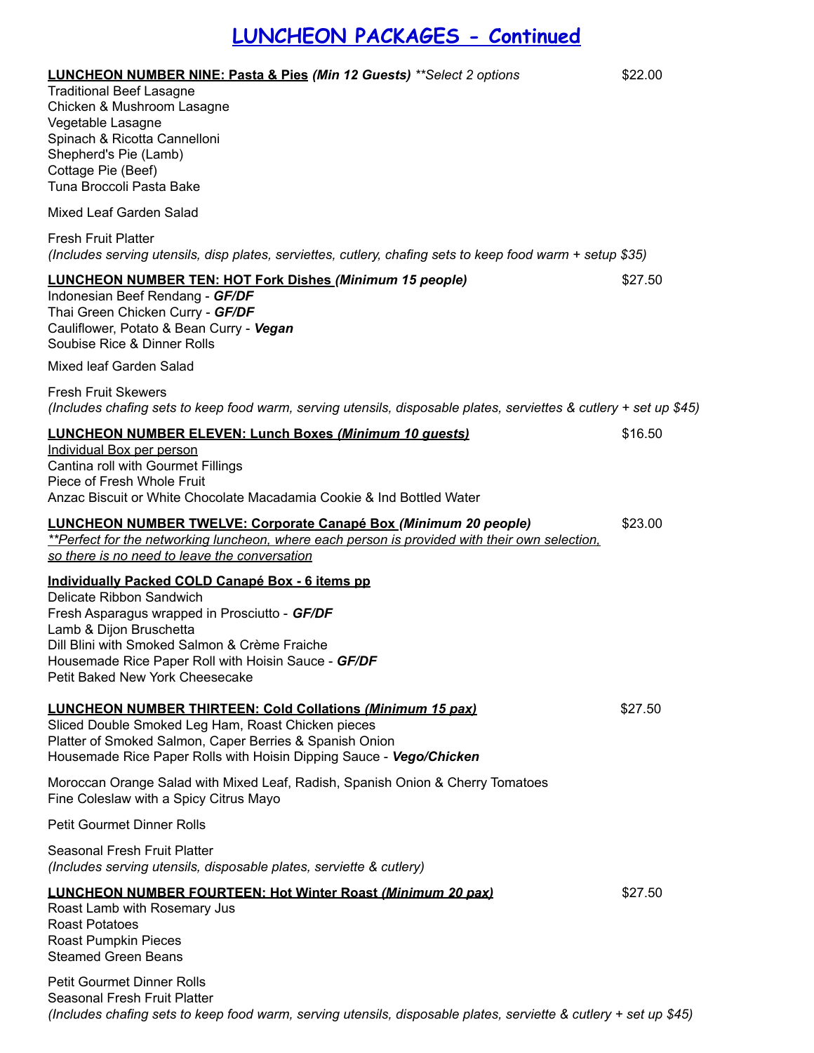# LUNCHEON PACKAGES - Continued

**LUNCHEON NUMBER NINE: Pasta & Pies** ***(Min 12 Guests)*** *\*\*Select 2 options* — $22.00

Traditional Beef Lasagne
Chicken & Mushroom Lasagne
Vegetable Lasagne
Spinach & Ricotta Cannelloni
Shepherd's Pie (Lamb)
Cottage Pie (Beef)
Tuna Broccoli Pasta Bake

Mixed Leaf Garden Salad

Fresh Fruit Platter
*(Includes serving utensils, disp plates, serviettes, cutlery, chafing sets to keep food warm + setup $35)*

**LUNCHEON NUMBER TEN: HOT Fork Dishes** ***(Minimum 15 people)*** — $27.50

Indonesian Beef Rendang - ***GF/DF***
Thai Green Chicken Curry - ***GF/DF***
Cauliflower, Potato & Bean Curry - ***Vegan***
Soubise Rice & Dinner Rolls

Mixed leaf Garden Salad

Fresh Fruit Skewers
*(Includes chafing sets to keep food warm, serving utensils, disposable plates, serviettes & cutlery + set up $45)*

**LUNCHEON NUMBER ELEVEN: Lunch Boxes** ***(Minimum 10 guests)*** — $16.50

Individual Box per person
Cantina roll with Gourmet Fillings
Piece of Fresh Whole Fruit
Anzac Biscuit or White Chocolate Macadamia Cookie & Ind Bottled Water

**LUNCHEON NUMBER TWELVE: Corporate Canapé Box** ***(Minimum 20 people)*** — $23.00

*\*\*Perfect for the networking luncheon, where each person is provided with their own selection, so there is no need to leave the conversation*

**Individually Packed COLD Canapé Box - 6 items pp**
Delicate Ribbon Sandwich
Fresh Asparagus wrapped in Prosciutto - ***GF/DF***
Lamb & Dijon Bruschetta
Dill Blini with Smoked Salmon & Crème Fraiche
Housemade Rice Paper Roll with Hoisin Sauce - ***GF/DF***
Petit Baked New York Cheesecake

**LUNCHEON NUMBER THIRTEEN: Cold Collations** ***(Minimum 15 pax)*** — $27.50

Sliced Double Smoked Leg Ham, Roast Chicken pieces
Platter of Smoked Salmon, Caper Berries & Spanish Onion
Housemade Rice Paper Rolls with Hoisin Dipping Sauce - ***Vego/Chicken***

Moroccan Orange Salad with Mixed Leaf, Radish, Spanish Onion & Cherry Tomatoes
Fine Coleslaw with a Spicy Citrus Mayo

Petit Gourmet Dinner Rolls

Seasonal Fresh Fruit Platter
*(Includes serving utensils, disposable plates, serviette & cutlery)*

**LUNCHEON NUMBER FOURTEEN: Hot Winter Roast** ***(Minimum 20 pax)*** — $27.50

Roast Lamb with Rosemary Jus
Roast Potatoes
Roast Pumpkin Pieces
Steamed Green Beans

Petit Gourmet Dinner Rolls
Seasonal Fresh Fruit Platter
*(Includes chafing sets to keep food warm, serving utensils, disposable plates, serviette & cutlery + set up $45)*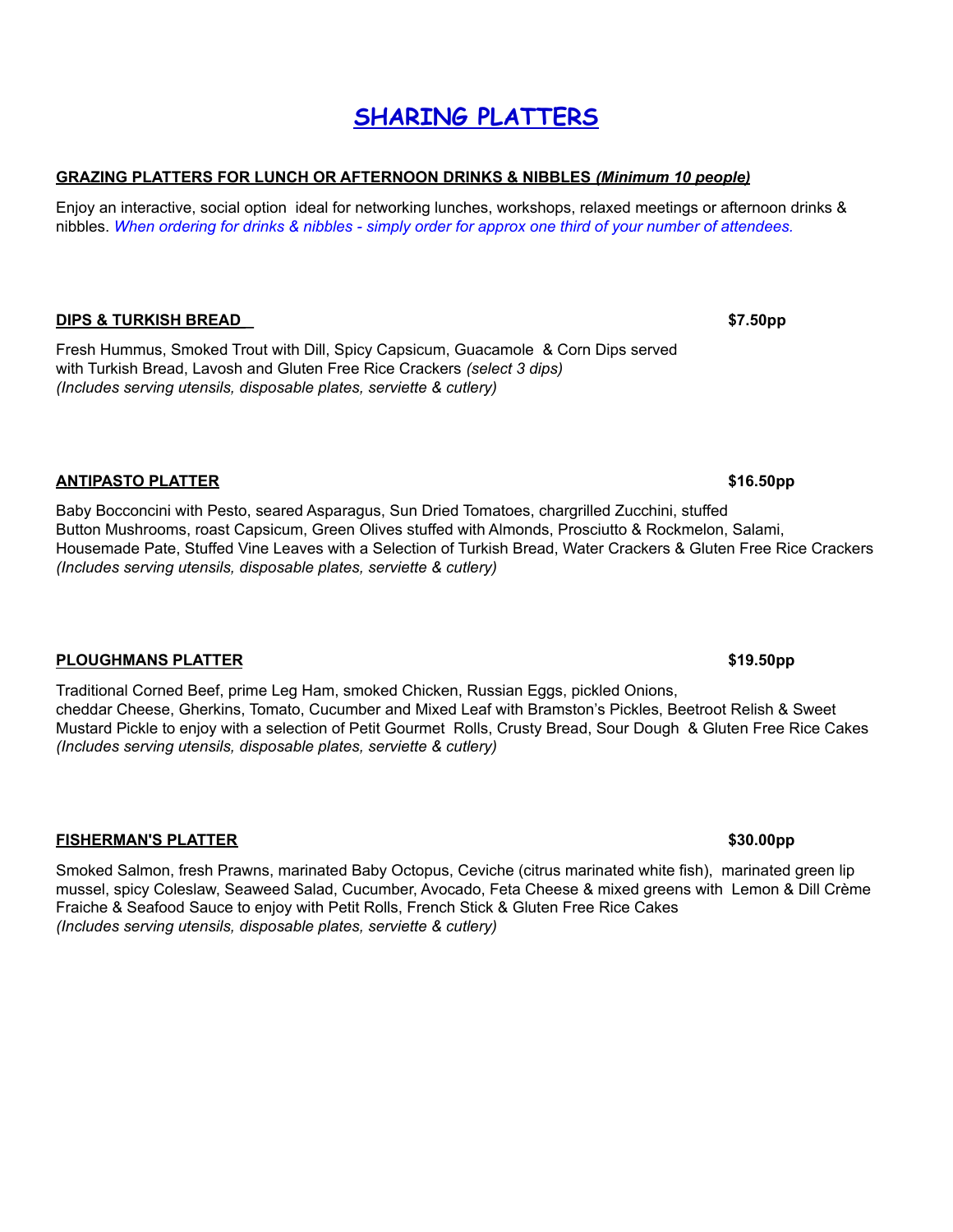# SHARING PLATTERS

**GRAZING PLATTERS FOR LUNCH OR AFTERNOON DRINKS & NIBBLES *(Minimum 10 people)***

Enjoy an interactive, social option ideal for networking lunches, workshops, relaxed meetings or afternoon drinks & nibbles. *When ordering for drinks & nibbles - simply order for approx one third of your number of attendees.*

**DIPS & TURKISH BREAD** **$7.50pp**

Fresh Hummus, Smoked Trout with Dill, Spicy Capsicum, Guacamole & Corn Dips served with Turkish Bread, Lavosh and Gluten Free Rice Crackers *(select 3 dips)*
*(Includes serving utensils, disposable plates, serviette & cutlery)*

**ANTIPASTO PLATTER** **$16.50pp**

Baby Bocconcini with Pesto, seared Asparagus, Sun Dried Tomatoes, chargrilled Zucchini, stuffed Button Mushrooms, roast Capsicum, Green Olives stuffed with Almonds, Prosciutto & Rockmelon, Salami, Housemade Pate, Stuffed Vine Leaves with a Selection of Turkish Bread, Water Crackers & Gluten Free Rice Crackers
*(Includes serving utensils, disposable plates, serviette & cutlery)*

**PLOUGHMANS PLATTER** **$19.50pp**

Traditional Corned Beef, prime Leg Ham, smoked Chicken, Russian Eggs, pickled Onions, cheddar Cheese, Gherkins, Tomato, Cucumber and Mixed Leaf with Bramston's Pickles, Beetroot Relish & Sweet Mustard Pickle to enjoy with a selection of Petit Gourmet Rolls, Crusty Bread, Sour Dough & Gluten Free Rice Cakes
*(Includes serving utensils, disposable plates, serviette & cutlery)*

**FISHERMAN'S PLATTER** **$30.00pp**

Smoked Salmon, fresh Prawns, marinated Baby Octopus, Ceviche (citrus marinated white fish), marinated green lip mussel, spicy Coleslaw, Seaweed Salad, Cucumber, Avocado, Feta Cheese & mixed greens with Lemon & Dill Crème Fraiche & Seafood Sauce to enjoy with Petit Rolls, French Stick & Gluten Free Rice Cakes
*(Includes serving utensils, disposable plates, serviette & cutlery)*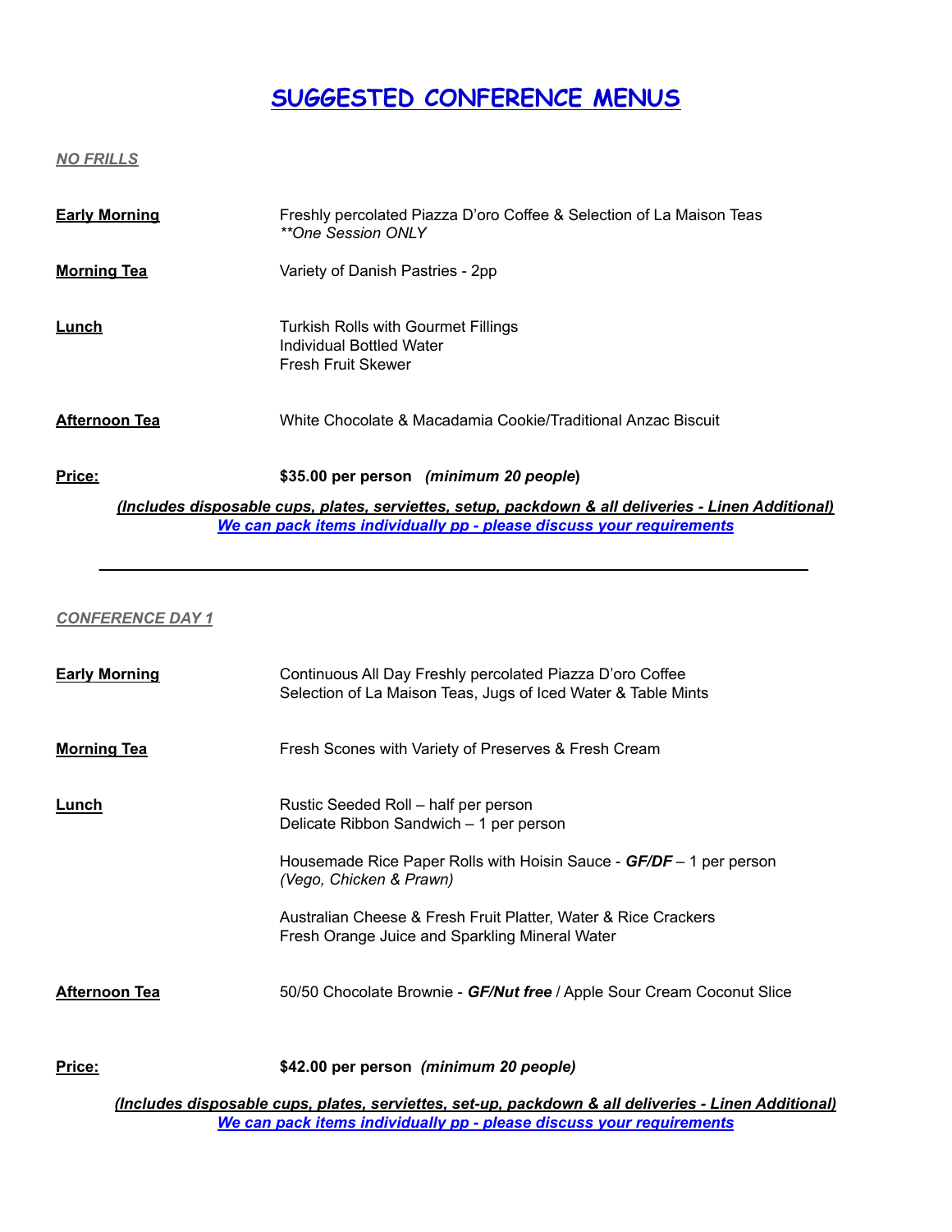# SUGGESTED CONFERENCE MENUS

## *NO FRILLS*

**Early Morning** — Freshly percolated Piazza D'oro Coffee & Selection of La Maison Teas
*\*\*One Session ONLY*

**Morning Tea** — Variety of Danish Pastries - 2pp

**Lunch** — Turkish Rolls with Gourmet Fillings
Individual Bottled Water
Fresh Fruit Skewer

**Afternoon Tea** — White Chocolate & Macadamia Cookie/Traditional Anzac Biscuit

**Price:** **$35.00 per person** ***(minimum 20 people)***

***(Includes disposable cups, plates, serviettes, setup, packdown & all deliveries - Linen Additional)***
***We can pack items individually pp - please discuss your requirements***

---

## *CONFERENCE DAY 1*

**Early Morning** — Continuous All Day Freshly percolated Piazza D'oro Coffee
Selection of La Maison Teas, Jugs of Iced Water & Table Mints

**Morning Tea** — Fresh Scones with Variety of Preserves & Fresh Cream

**Lunch** — Rustic Seeded Roll – half per person
Delicate Ribbon Sandwich – 1 per person

Housemade Rice Paper Rolls with Hoisin Sauce - ***GF/DF*** – 1 per person
*(Vego, Chicken & Prawn)*

Australian Cheese & Fresh Fruit Platter, Water & Rice Crackers
Fresh Orange Juice and Sparkling Mineral Water

**Afternoon Tea** — 50/50 Chocolate Brownie - ***GF/Nut free*** / Apple Sour Cream Coconut Slice

**Price:** **$42.00 per person** ***(minimum 20 people)***

***(Includes disposable cups, plates, serviettes, set-up, packdown & all deliveries - Linen Additional)***
***We can pack items individually pp - please discuss your requirements***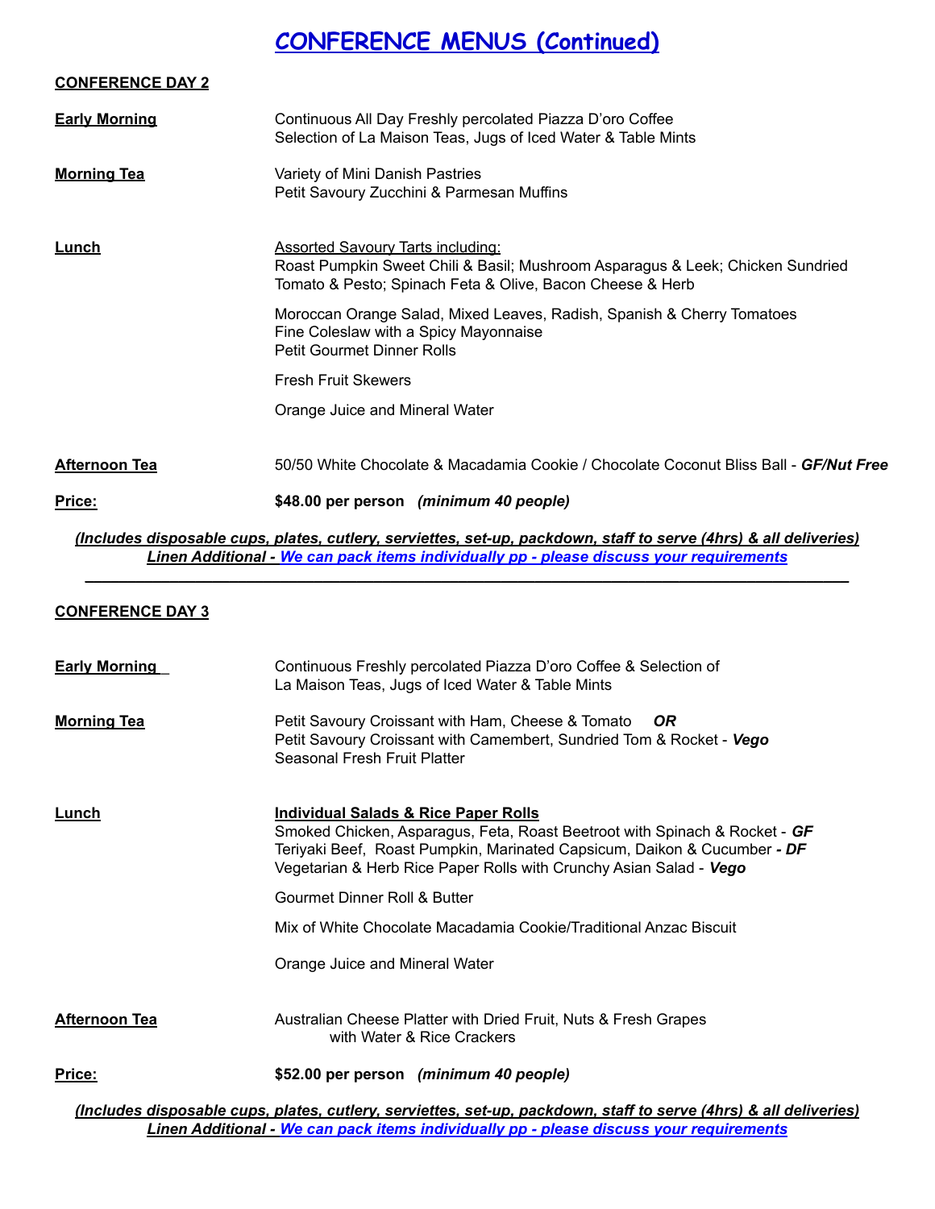# CONFERENCE MENUS (Continued)

## CONFERENCE DAY 2

**Early Morning**

Continuous All Day Freshly percolated Piazza D'oro Coffee
Selection of La Maison Teas, Jugs of Iced Water & Table Mints

**Morning Tea**

Variety of Mini Danish Pastries
Petit Savoury Zucchini & Parmesan Muffins

**Lunch**

Assorted Savoury Tarts including:
Roast Pumpkin Sweet Chili & Basil; Mushroom Asparagus & Leek; Chicken Sundried Tomato & Pesto; Spinach Feta & Olive, Bacon Cheese & Herb

Moroccan Orange Salad, Mixed Leaves, Radish, Spanish & Cherry Tomatoes
Fine Coleslaw with a Spicy Mayonnaise
Petit Gourmet Dinner Rolls

Fresh Fruit Skewers

Orange Juice and Mineral Water

**Afternoon Tea**

50/50 White Chocolate & Macadamia Cookie / Chocolate Coconut Bliss Ball - ***GF/Nut Free***

**Price:** **$48.00 per person** ***(minimum 40 people)***

***(Includes disposable cups, plates, cutlery, serviettes, set-up, packdown, staff to serve (4hrs) & all deliveries)***
***Linen Additional - We can pack items individually pp - please discuss your requirements***

---

## CONFERENCE DAY 3

**Early Morning**

Continuous Freshly percolated Piazza D'oro Coffee & Selection of
La Maison Teas, Jugs of Iced Water & Table Mints

**Morning Tea**

Petit Savoury Croissant with Ham, Cheese & Tomato ***OR***
Petit Savoury Croissant with Camembert, Sundried Tom & Rocket - ***Vego***
Seasonal Fresh Fruit Platter

**Lunch**

**Individual Salads & Rice Paper Rolls**
Smoked Chicken, Asparagus, Feta, Roast Beetroot with Spinach & Rocket - ***GF***
Teriyaki Beef, Roast Pumpkin, Marinated Capsicum, Daikon & Cucumber ***- DF***
Vegetarian & Herb Rice Paper Rolls with Crunchy Asian Salad - ***Vego***

Gourmet Dinner Roll & Butter

Mix of White Chocolate Macadamia Cookie/Traditional Anzac Biscuit

Orange Juice and Mineral Water

**Afternoon Tea**

Australian Cheese Platter with Dried Fruit, Nuts & Fresh Grapes
with Water & Rice Crackers

**Price:** **$52.00 per person** ***(minimum 40 people)***

***(Includes disposable cups, plates, cutlery, serviettes, set-up, packdown, staff to serve (4hrs) & all deliveries)***
***Linen Additional - We can pack items individually pp - please discuss your requirements***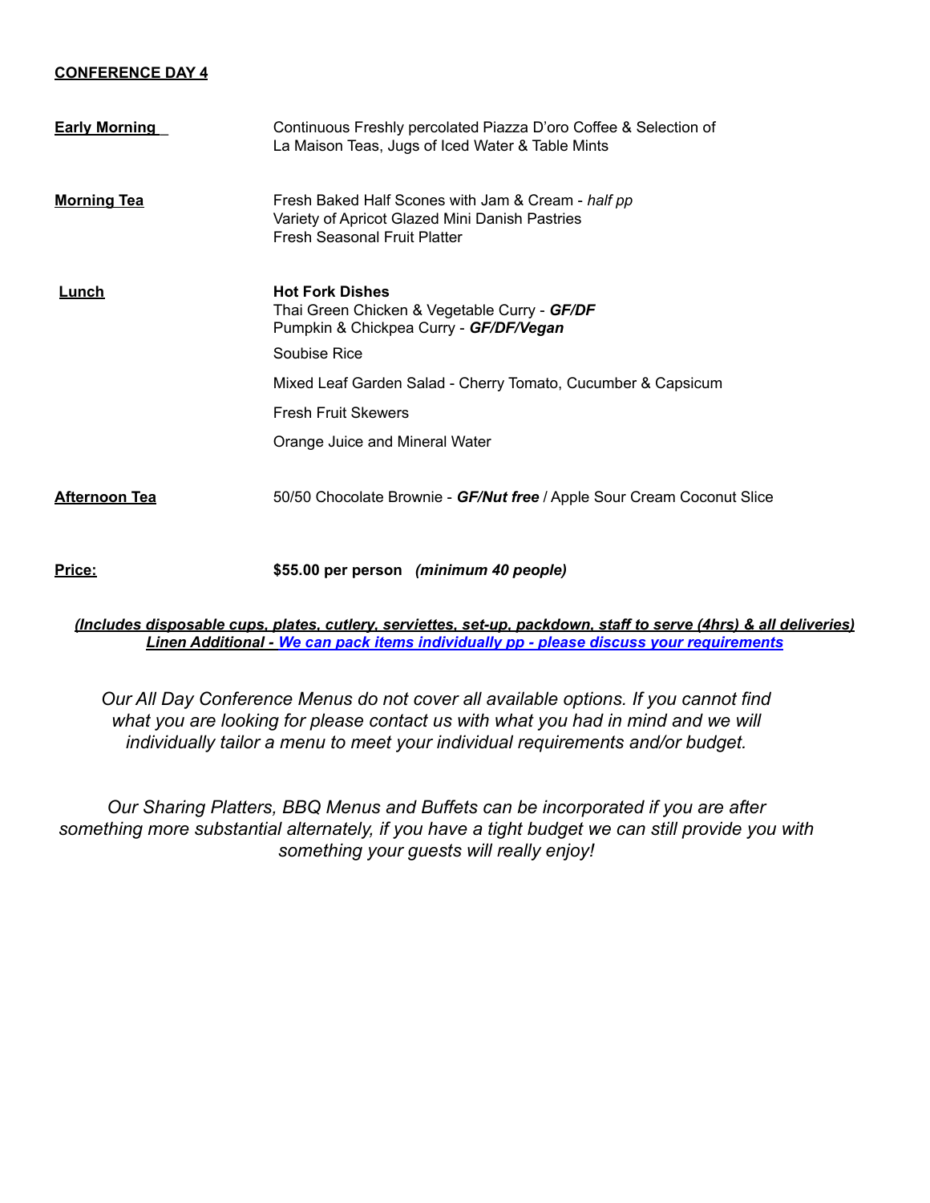**CONFERENCE DAY 4**

| | |
|---|---|
| **Early Morning** | Continuous Freshly percolated Piazza D'oro Coffee & Selection of La Maison Teas, Jugs of Iced Water & Table Mints |
| **Morning Tea** | Fresh Baked Half Scones with Jam & Cream - *half pp*<br>Variety of Apricot Glazed Mini Danish Pastries<br>Fresh Seasonal Fruit Platter |
| **Lunch** | **Hot Fork Dishes**<br>Thai Green Chicken & Vegetable Curry - ***GF/DF***<br>Pumpkin & Chickpea Curry - ***GF/DF/Vegan***<br>Soubise Rice<br>Mixed Leaf Garden Salad - Cherry Tomato, Cucumber & Capsicum<br>Fresh Fruit Skewers<br>Orange Juice and Mineral Water |
| **Afternoon Tea** | 50/50 Chocolate Brownie - ***GF/Nut free*** / Apple Sour Cream Coconut Slice |
| **Price:** | **$55.00 per person** ***(minimum 40 people)*** |

***(Includes disposable cups, plates, cutlery, serviettes, set-up, packdown, staff to serve (4hrs) & all deliveries)***
***Linen Additional - We can pack items individually pp - please discuss your requirements***

*Our All Day Conference Menus do not cover all available options. If you cannot find what you are looking for please contact us with what you had in mind and we will individually tailor a menu to meet your individual requirements and/or budget.*

*Our Sharing Platters, BBQ Menus and Buffets can be incorporated if you are after something more substantial alternately, if you have a tight budget we can still provide you with something your guests will really enjoy!*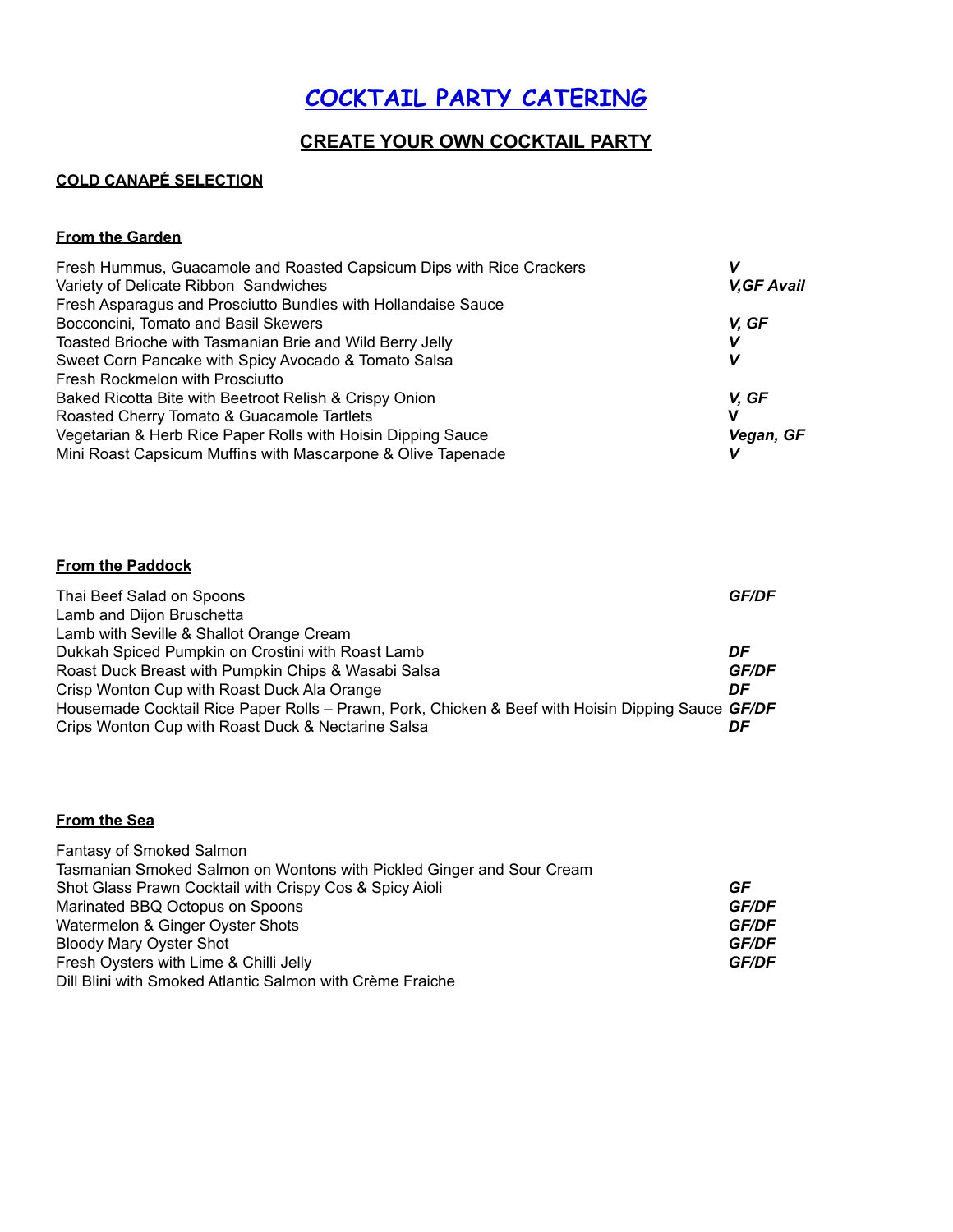# COCKTAIL PARTY CATERING

## CREATE YOUR OWN COCKTAIL PARTY

### COLD CANAPÉ SELECTION

#### From the Garden

| | |
|---|---|
| Fresh Hummus, Guacamole and Roasted Capsicum Dips with Rice Crackers | ***V*** |
| Variety of Delicate Ribbon Sandwiches | ***V,GF Avail*** |
| Fresh Asparagus and Prosciutto Bundles with Hollandaise Sauce | |
| Bocconcini, Tomato and Basil Skewers | ***V, GF*** |
| Toasted Brioche with Tasmanian Brie and Wild Berry Jelly | ***V*** |
| Sweet Corn Pancake with Spicy Avocado & Tomato Salsa | ***V*** |
| Fresh Rockmelon with Prosciutto | |
| Baked Ricotta Bite with Beetroot Relish & Crispy Onion | ***V, GF*** |
| Roasted Cherry Tomato & Guacamole Tartlets | **V** |
| Vegetarian & Herb Rice Paper Rolls with Hoisin Dipping Sauce | ***Vegan, GF*** |
| Mini Roast Capsicum Muffins with Mascarpone & Olive Tapenade | ***V*** |

#### From the Paddock

| | |
|---|---|
| Thai Beef Salad on Spoons | ***GF/DF*** |
| Lamb and Dijon Bruschetta | |
| Lamb with Seville & Shallot Orange Cream | |
| Dukkah Spiced Pumpkin on Crostini with Roast Lamb | ***DF*** |
| Roast Duck Breast with Pumpkin Chips & Wasabi Salsa | ***GF/DF*** |
| Crisp Wonton Cup with Roast Duck Ala Orange | ***DF*** |
| Housemade Cocktail Rice Paper Rolls – Prawn, Pork, Chicken & Beef with Hoisin Dipping Sauce | ***GF/DF*** |
| Crips Wonton Cup with Roast Duck & Nectarine Salsa | ***DF*** |

#### From the Sea

| | |
|---|---|
| Fantasy of Smoked Salmon | |
| Tasmanian Smoked Salmon on Wontons with Pickled Ginger and Sour Cream | |
| Shot Glass Prawn Cocktail with Crispy Cos & Spicy Aioli | ***GF*** |
| Marinated BBQ Octopus on Spoons | ***GF/DF*** |
| Watermelon & Ginger Oyster Shots | ***GF/DF*** |
| Bloody Mary Oyster Shot | ***GF/DF*** |
| Fresh Oysters with Lime & Chilli Jelly | ***GF/DF*** |
| Dill Blini with Smoked Atlantic Salmon with Crème Fraiche | |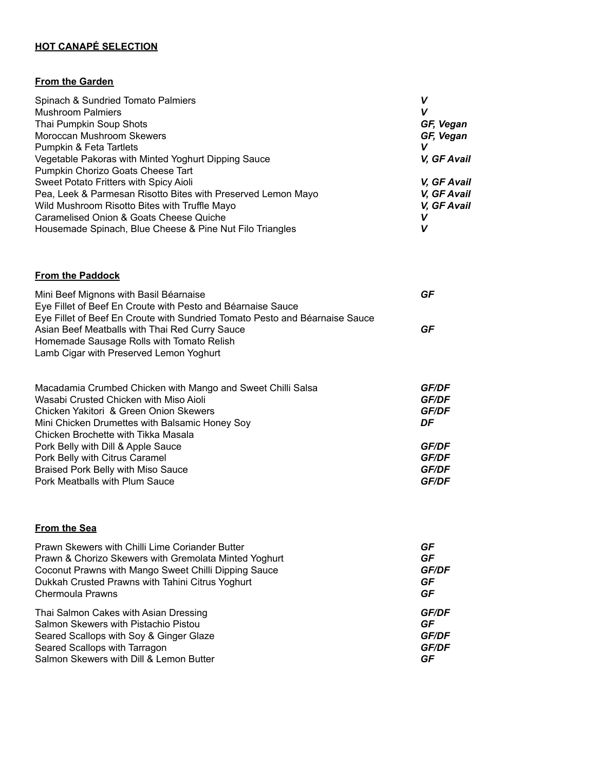**HOT CANAPÉ SELECTION**

**From the Garden**

| | |
|---|---|
| Spinach & Sundried Tomato Palmiers | ***V*** |
| Mushroom Palmiers | ***V*** |
| Thai Pumpkin Soup Shots | ***GF, Vegan*** |
| Moroccan Mushroom Skewers | ***GF, Vegan*** |
| Pumpkin & Feta Tartlets | ***V*** |
| Vegetable Pakoras with Minted Yoghurt Dipping Sauce | ***V, GF Avail*** |
| Pumpkin Chorizo Goats Cheese Tart | |
| Sweet Potato Fritters with Spicy Aioli | ***V, GF Avail*** |
| Pea, Leek & Parmesan Risotto Bites with Preserved Lemon Mayo | ***V, GF Avail*** |
| Wild Mushroom Risotto Bites with Truffle Mayo | ***V, GF Avail*** |
| Caramelised Onion & Goats Cheese Quiche | ***V*** |
| Housemade Spinach, Blue Cheese & Pine Nut Filo Triangles | ***V*** |

**From the Paddock**

| | |
|---|---|
| Mini Beef Mignons with Basil Béarnaise | ***GF*** |
| Eye Fillet of Beef En Croute with Pesto and Béarnaise Sauce | |
| Eye Fillet of Beef En Croute with Sundried Tomato Pesto and Béarnaise Sauce | |
| Asian Beef Meatballs with Thai Red Curry Sauce | ***GF*** |
| Homemade Sausage Rolls with Tomato Relish | |
| Lamb Cigar with Preserved Lemon Yoghurt | |

| | |
|---|---|
| Macadamia Crumbed Chicken with Mango and Sweet Chilli Salsa | ***GF/DF*** |
| Wasabi Crusted Chicken with Miso Aioli | ***GF/DF*** |
| Chicken Yakitori & Green Onion Skewers | ***GF/DF*** |
| Mini Chicken Drumettes with Balsamic Honey Soy | ***DF*** |
| Chicken Brochette with Tikka Masala | |
| Pork Belly with Dill & Apple Sauce | ***GF/DF*** |
| Pork Belly with Citrus Caramel | ***GF/DF*** |
| Braised Pork Belly with Miso Sauce | ***GF/DF*** |
| Pork Meatballs with Plum Sauce | ***GF/DF*** |

**From the Sea**

| | |
|---|---|
| Prawn Skewers with Chilli Lime Coriander Butter | ***GF*** |
| Prawn & Chorizo Skewers with Gremolata Minted Yoghurt | ***GF*** |
| Coconut Prawns with Mango Sweet Chilli Dipping Sauce | ***GF/DF*** |
| Dukkah Crusted Prawns with Tahini Citrus Yoghurt | ***GF*** |
| Chermoula Prawns | ***GF*** |

| | |
|---|---|
| Thai Salmon Cakes with Asian Dressing | ***GF/DF*** |
| Salmon Skewers with Pistachio Pistou | ***GF*** |
| Seared Scallops with Soy & Ginger Glaze | ***GF/DF*** |
| Seared Scallops with Tarragon | ***GF/DF*** |
| Salmon Skewers with Dill & Lemon Butter | ***GF*** |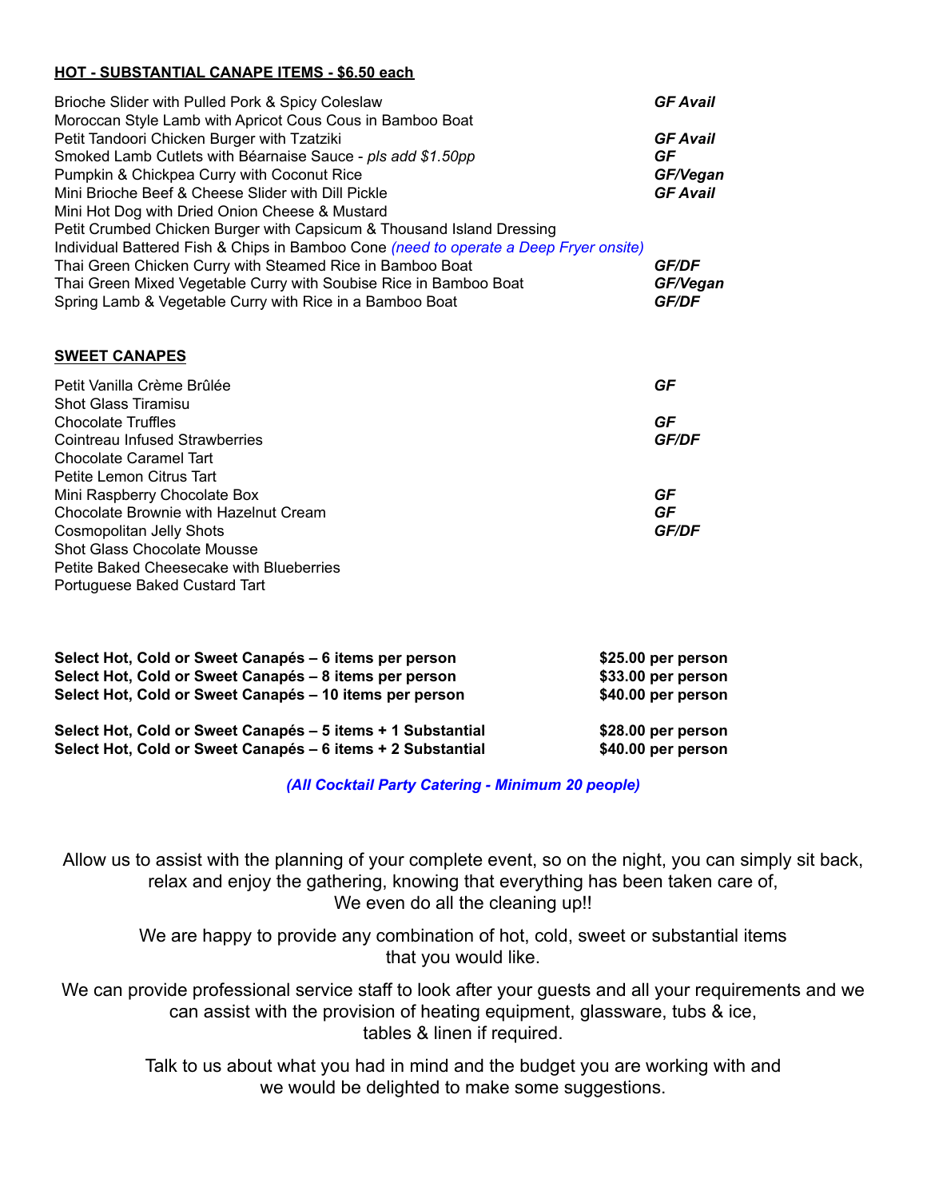**HOT - SUBSTANTIAL CANAPE ITEMS - $6.50 each**

| | |
|---|---|
| Brioche Slider with Pulled Pork & Spicy Coleslaw | ***GF Avail*** |
| Moroccan Style Lamb with Apricot Cous Cous in Bamboo Boat | |
| Petit Tandoori Chicken Burger with Tzatziki | ***GF Avail*** |
| Smoked Lamb Cutlets with Béarnaise Sauce - *pls add $1.50pp* | ***GF*** |
| Pumpkin & Chickpea Curry with Coconut Rice | ***GF/Vegan*** |
| Mini Brioche Beef & Cheese Slider with Dill Pickle | ***GF Avail*** |
| Mini Hot Dog with Dried Onion Cheese & Mustard | |
| Petit Crumbed Chicken Burger with Capsicum & Thousand Island Dressing | |
| Individual Battered Fish & Chips in Bamboo Cone *(need to operate a Deep Fryer onsite)* | |
| Thai Green Chicken Curry with Steamed Rice in Bamboo Boat | ***GF/DF*** |
| Thai Green Mixed Vegetable Curry with Soubise Rice in Bamboo Boat | ***GF/Vegan*** |
| Spring Lamb & Vegetable Curry with Rice in a Bamboo Boat | ***GF/DF*** |

**SWEET CANAPES**

| | |
|---|---|
| Petit Vanilla Crème Brûlée | ***GF*** |
| Shot Glass Tiramisu | |
| Chocolate Truffles | ***GF*** |
| Cointreau Infused Strawberries | ***GF/DF*** |
| Chocolate Caramel Tart | |
| Petite Lemon Citrus Tart | |
| Mini Raspberry Chocolate Box | ***GF*** |
| Chocolate Brownie with Hazelnut Cream | ***GF*** |
| Cosmopolitan Jelly Shots | ***GF/DF*** |
| Shot Glass Chocolate Mousse | |
| Petite Baked Cheesecake with Blueberries | |
| Portuguese Baked Custard Tart | |

| | |
|---|---|
| **Select Hot, Cold or Sweet Canapés – 6 items per person** | **$25.00 per person** |
| **Select Hot, Cold or Sweet Canapés – 8 items per person** | **$33.00 per person** |
| **Select Hot, Cold or Sweet Canapés – 10 items per person** | **$40.00 per person** |
| **Select Hot, Cold or Sweet Canapés – 5 items + 1 Substantial** | **$28.00 per person** |
| **Select Hot, Cold or Sweet Canapés – 6 items + 2 Substantial** | **$40.00 per person** |

***(All Cocktail Party Catering - Minimum 20 people)***

Allow us to assist with the planning of your complete event, so on the night, you can simply sit back, relax and enjoy the gathering, knowing that everything has been taken care of, We even do all the cleaning up!!

We are happy to provide any combination of hot, cold, sweet or substantial items that you would like.

We can provide professional service staff to look after your guests and all your requirements and we can assist with the provision of heating equipment, glassware, tubs & ice, tables & linen if required.

Talk to us about what you had in mind and the budget you are working with and we would be delighted to make some suggestions.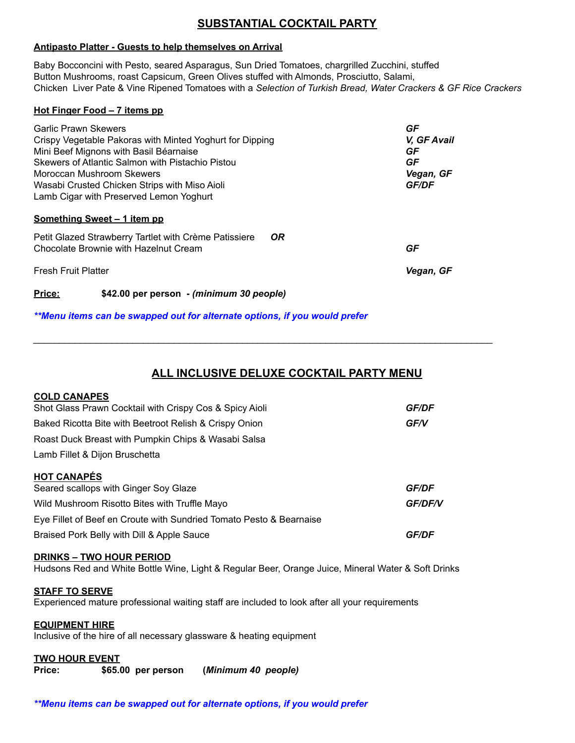## SUBSTANTIAL COCKTAIL PARTY

**Antipasto Platter - Guests to help themselves on Arrival**

Baby Bocconcini with Pesto, seared Asparagus, Sun Dried Tomatoes, chargrilled Zucchini, stuffed Button Mushrooms, roast Capsicum, Green Olives stuffed with Almonds, Prosciutto, Salami, Chicken Liver Pate & Vine Ripened Tomatoes with a *Selection of Turkish Bread, Water Crackers & GF Rice Crackers*

**Hot Finger Food – 7 items pp**

| | |
|---|---|
| Garlic Prawn Skewers | ***GF*** |
| Crispy Vegetable Pakoras with Minted Yoghurt for Dipping | ***V, GF Avail*** |
| Mini Beef Mignons with Basil Béarnaise | ***GF*** |
| Skewers of Atlantic Salmon with Pistachio Pistou | ***GF*** |
| Moroccan Mushroom Skewers | ***Vegan, GF*** |
| Wasabi Crusted Chicken Strips with Miso Aioli | ***GF/DF*** |
| Lamb Cigar with Preserved Lemon Yoghurt | |

**Something Sweet – 1 item pp**

| | |
|---|---|
| Petit Glazed Strawberry Tartlet with Crème Patissiere ***OR*** | |
| Chocolate Brownie with Hazelnut Cream | ***GF*** |
| Fresh Fruit Platter | ***Vegan, GF*** |

**Price:** **$42.00 per person - *(minimum 30 people)***

***\*\*Menu items can be swapped out for alternate options, if you would prefer***

---

## ALL INCLUSIVE DELUXE COCKTAIL PARTY MENU

**COLD CANAPES**

| | |
|---|---|
| Shot Glass Prawn Cocktail with Crispy Cos & Spicy Aioli | ***GF/DF*** |
| Baked Ricotta Bite with Beetroot Relish & Crispy Onion | ***GF/V*** |
| Roast Duck Breast with Pumpkin Chips & Wasabi Salsa | |
| Lamb Fillet & Dijon Bruschetta | |

**HOT CANAPÉS**

| | |
|---|---|
| Seared scallops with Ginger Soy Glaze | ***GF/DF*** |
| Wild Mushroom Risotto Bites with Truffle Mayo | ***GF/DF/V*** |
| Eye Fillet of Beef en Croute with Sundried Tomato Pesto & Bearnaise | |
| Braised Pork Belly with Dill & Apple Sauce | ***GF/DF*** |

**DRINKS – TWO HOUR PERIOD**

Hudsons Red and White Bottle Wine, Light & Regular Beer, Orange Juice, Mineral Water & Soft Drinks

**STAFF TO SERVE**

Experienced mature professional waiting staff are included to look after all your requirements

**EQUIPMENT HIRE**

Inclusive of the hire of all necessary glassware & heating equipment

**TWO HOUR EVENT**

**Price:** **$65.00 per person** **(*Minimum 40 people)***

***\*\*Menu items can be swapped out for alternate options, if you would prefer***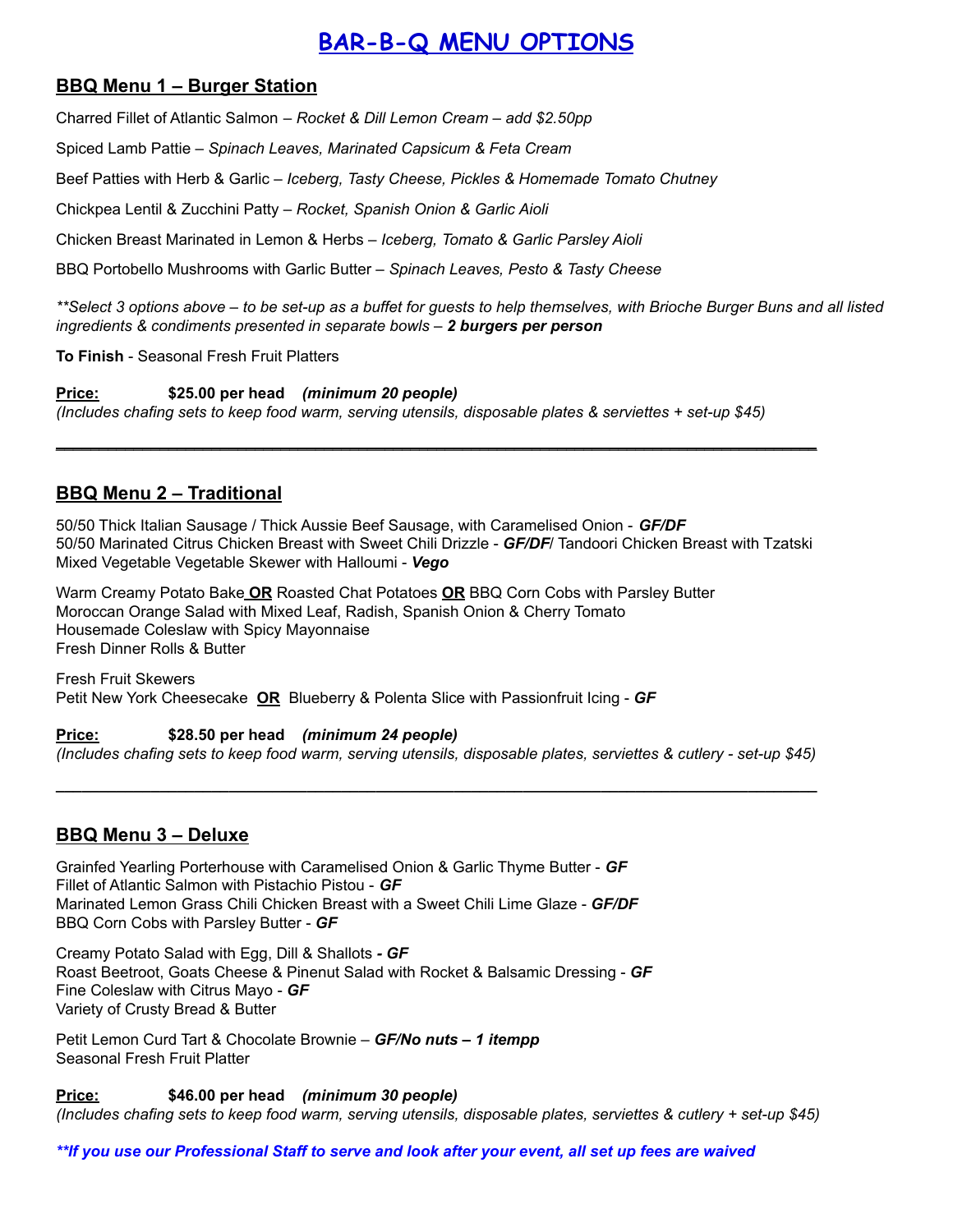# BAR-B-Q MENU OPTIONS

## BBQ Menu 1 – Burger Station

Charred Fillet of Atlantic Salmon – *Rocket & Dill Lemon Cream – add $2.50pp*

Spiced Lamb Pattie – *Spinach Leaves, Marinated Capsicum & Feta Cream*

Beef Patties with Herb & Garlic – *Iceberg, Tasty Cheese, Pickles & Homemade Tomato Chutney*

Chickpea Lentil & Zucchini Patty – *Rocket, Spanish Onion & Garlic Aioli*

Chicken Breast Marinated in Lemon & Herbs – *Iceberg, Tomato & Garlic Parsley Aioli*

BBQ Portobello Mushrooms with Garlic Butter – *Spinach Leaves, Pesto & Tasty Cheese*

*\*\*Select 3 options above – to be set-up as a buffet for guests to help themselves, with Brioche Burger Buns and all listed ingredients & condiments presented in separate bowls –* ***2 burgers per person***

**To Finish** - Seasonal Fresh Fruit Platters

**Price:** **$25.00 per head** ***(minimum 20 people)***
*(Includes chafing sets to keep food warm, serving utensils, disposable plates & serviettes + set-up $45)*

---

## BBQ Menu 2 – Traditional

50/50 Thick Italian Sausage / Thick Aussie Beef Sausage, with Caramelised Onion - ***GF/DF***
50/50 Marinated Citrus Chicken Breast with Sweet Chili Drizzle - ***GF/DF***/ Tandoori Chicken Breast with Tzatski
Mixed Vegetable Vegetable Skewer with Halloumi - ***Vego***

Warm Creamy Potato Bake **OR** Roasted Chat Potatoes **OR** BBQ Corn Cobs with Parsley Butter
Moroccan Orange Salad with Mixed Leaf, Radish, Spanish Onion & Cherry Tomato
Housemade Coleslaw with Spicy Mayonnaise
Fresh Dinner Rolls & Butter

Fresh Fruit Skewers
Petit New York Cheesecake **OR** Blueberry & Polenta Slice with Passionfruit Icing - ***GF***

**Price:** **$28.50 per head** ***(minimum 24 people)***
*(Includes chafing sets to keep food warm, serving utensils, disposable plates, serviettes & cutlery - set-up $45)*

---

## BBQ Menu 3 – Deluxe

Grainfed Yearling Porterhouse with Caramelised Onion & Garlic Thyme Butter - ***GF***
Fillet of Atlantic Salmon with Pistachio Pistou - ***GF***
Marinated Lemon Grass Chili Chicken Breast with a Sweet Chili Lime Glaze - ***GF/DF***
BBQ Corn Cobs with Parsley Butter - ***GF***

Creamy Potato Salad with Egg, Dill & Shallots ***- GF***
Roast Beetroot, Goats Cheese & Pinenut Salad with Rocket & Balsamic Dressing - ***GF***
Fine Coleslaw with Citrus Mayo - ***GF***
Variety of Crusty Bread & Butter

Petit Lemon Curd Tart & Chocolate Brownie – ***GF/No nuts – 1 itempp***
Seasonal Fresh Fruit Platter

**Price:** **$46.00 per head** ***(minimum 30 people)***
*(Includes chafing sets to keep food warm, serving utensils, disposable plates, serviettes & cutlery + set-up $45)*

***\*\*If you use our Professional Staff to serve and look after your event, all set up fees are waived***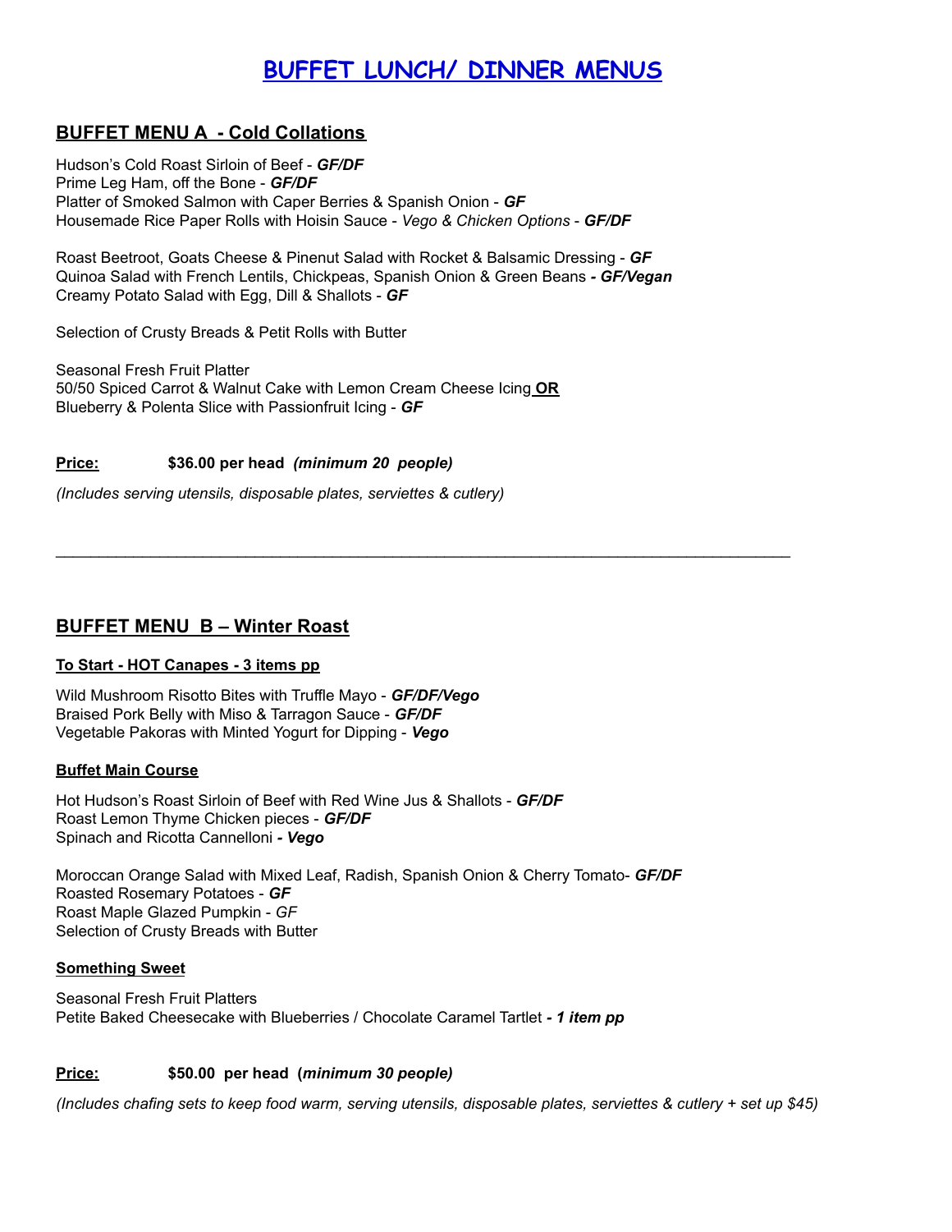# BUFFET LUNCH/ DINNER MENUS

## BUFFET MENU A - Cold Collations

Hudson's Cold Roast Sirloin of Beef - ***GF/DF***
Prime Leg Ham, off the Bone - ***GF/DF***
Platter of Smoked Salmon with Caper Berries & Spanish Onion - ***GF***
Housemade Rice Paper Rolls with Hoisin Sauce - *Vego & Chicken Options* - ***GF/DF***

Roast Beetroot, Goats Cheese & Pinenut Salad with Rocket & Balsamic Dressing - ***GF***
Quinoa Salad with French Lentils, Chickpeas, Spanish Onion & Green Beans ***- GF/Vegan***
Creamy Potato Salad with Egg, Dill & Shallots - ***GF***

Selection of Crusty Breads & Petit Rolls with Butter

Seasonal Fresh Fruit Platter
50/50 Spiced Carrot & Walnut Cake with Lemon Cream Cheese Icing **OR**
Blueberry & Polenta Slice with Passionfruit Icing - ***GF***

**Price:** **$36.00 per head** ***(minimum 20 people)***

*(Includes serving utensils, disposable plates, serviettes & cutlery)*

---

## BUFFET MENU B – Winter Roast

**To Start - HOT Canapes - 3 items pp**

Wild Mushroom Risotto Bites with Truffle Mayo - ***GF/DF/Vego***
Braised Pork Belly with Miso & Tarragon Sauce - ***GF/DF***
Vegetable Pakoras with Minted Yogurt for Dipping - ***Vego***

**Buffet Main Course**

Hot Hudson's Roast Sirloin of Beef with Red Wine Jus & Shallots - ***GF/DF***
Roast Lemon Thyme Chicken pieces - ***GF/DF***
Spinach and Ricotta Cannelloni ***- Vego***

Moroccan Orange Salad with Mixed Leaf, Radish, Spanish Onion & Cherry Tomato- ***GF/DF***
Roasted Rosemary Potatoes - ***GF***
Roast Maple Glazed Pumpkin - *GF*
Selection of Crusty Breads with Butter

**Something Sweet**

Seasonal Fresh Fruit Platters
Petite Baked Cheesecake with Blueberries / Chocolate Caramel Tartlet ***- 1 item pp***

**Price:** **$50.00 per head (*minimum 30 people*)**

*(Includes chafing sets to keep food warm, serving utensils, disposable plates, serviettes & cutlery + set up $45)*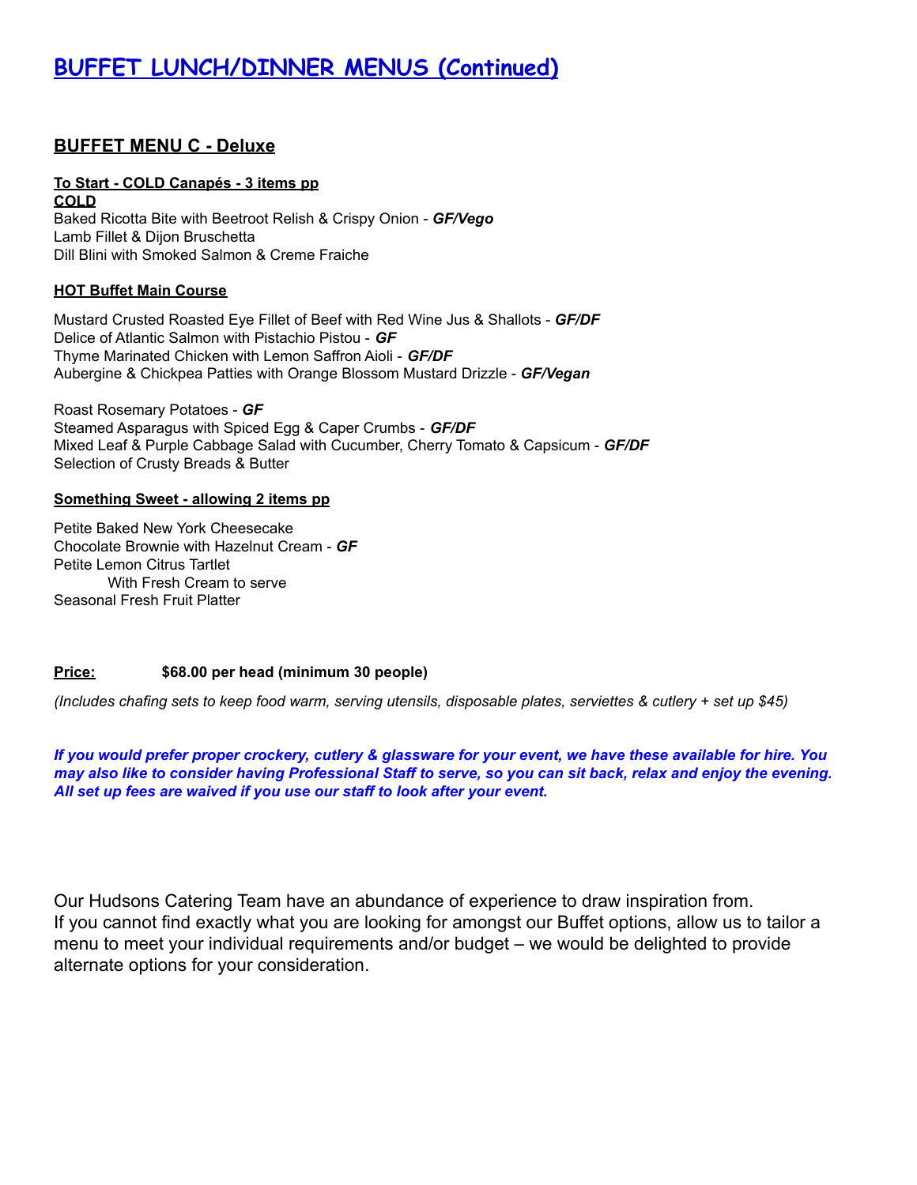# BUFFET LUNCH/DINNER MENUS (Continued)

## BUFFET MENU C - Deluxe

**To Start - COLD Canapés - 3 items pp**

**COLD**

Baked Ricotta Bite with Beetroot Relish & Crispy Onion - ***GF/Vego***
Lamb Fillet & Dijon Bruschetta
Dill Blini with Smoked Salmon & Creme Fraiche

**HOT Buffet Main Course**

Mustard Crusted Roasted Eye Fillet of Beef with Red Wine Jus & Shallots - ***GF/DF***
Delice of Atlantic Salmon with Pistachio Pistou - ***GF***
Thyme Marinated Chicken with Lemon Saffron Aioli - ***GF/DF***
Aubergine & Chickpea Patties with Orange Blossom Mustard Drizzle - ***GF/Vegan***

Roast Rosemary Potatoes - ***GF***
Steamed Asparagus with Spiced Egg & Caper Crumbs - ***GF/DF***
Mixed Leaf & Purple Cabbage Salad with Cucumber, Cherry Tomato & Capsicum - ***GF/DF***
Selection of Crusty Breads & Butter

**Something Sweet - allowing 2 items pp**

Petite Baked New York Cheesecake
Chocolate Brownie with Hazelnut Cream - ***GF***
Petite Lemon Citrus Tartlet
With Fresh Cream to serve
Seasonal Fresh Fruit Platter

**Price:** **$68.00 per head (minimum 30 people)**

*(Includes chafing sets to keep food warm, serving utensils, disposable plates, serviettes & cutlery + set up $45)*

***If you would prefer proper crockery, cutlery & glassware for your event, we have these available for hire. You may also like to consider having Professional Staff to serve, so you can sit back, relax and enjoy the evening. All set up fees are waived if you use our staff to look after your event.***

Our Hudsons Catering Team have an abundance of experience to draw inspiration from. If you cannot find exactly what you are looking for amongst our Buffet options, allow us to tailor a menu to meet your individual requirements and/or budget – we would be delighted to provide alternate options for your consideration.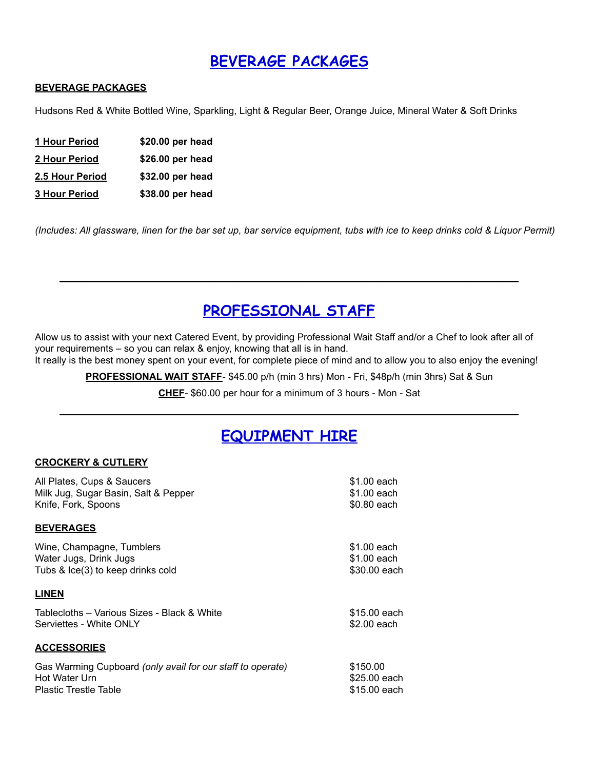# BEVERAGE PACKAGES

**BEVERAGE PACKAGES**

Hudsons Red & White Bottled Wine, Sparkling, Light & Regular Beer, Orange Juice, Mineral Water & Soft Drinks

| | |
|---|---|
| **1 Hour Period** | **$20.00 per head** |
| **2 Hour Period** | **$26.00 per head** |
| **2.5 Hour Period** | **$32.00 per head** |
| **3 Hour Period** | **$38.00 per head** |

*(Includes: All glassware, linen for the bar set up, bar service equipment, tubs with ice to keep drinks cold & Liquor Permit)*

---

# PROFESSIONAL STAFF

Allow us to assist with your next Catered Event, by providing Professional Wait Staff and/or a Chef to look after all of your requirements – so you can relax & enjoy, knowing that all is in hand.
It really is the best money spent on your event, for complete piece of mind and to allow you to also enjoy the evening!

**PROFESSIONAL WAIT STAFF**- $45.00 p/h (min 3 hrs) Mon - Fri, $48p/h (min 3hrs) Sat & Sun

**CHEF**- $60.00 per hour for a minimum of 3 hours - Mon - Sat

---

# EQUIPMENT HIRE

**CROCKERY & CUTLERY**

| | |
|---|---|
| All Plates, Cups & Saucers | $1.00 each |
| Milk Jug, Sugar Basin, Salt & Pepper | $1.00 each |
| Knife, Fork, Spoons | $0.80 each |

**BEVERAGES**

| | |
|---|---|
| Wine, Champagne, Tumblers | $1.00 each |
| Water Jugs, Drink Jugs | $1.00 each |
| Tubs & Ice(3) to keep drinks cold | $30.00 each |

**LINEN**

| | |
|---|---|
| Tablecloths – Various Sizes - Black & White | $15.00 each |
| Serviettes - White ONLY | $2.00 each |

**ACCESSORIES**

| | |
|---|---|
| Gas Warming Cupboard *(only avail for our staff to operate)* | $150.00 |
| Hot Water Urn | $25.00 each |
| Plastic Trestle Table | $15.00 each |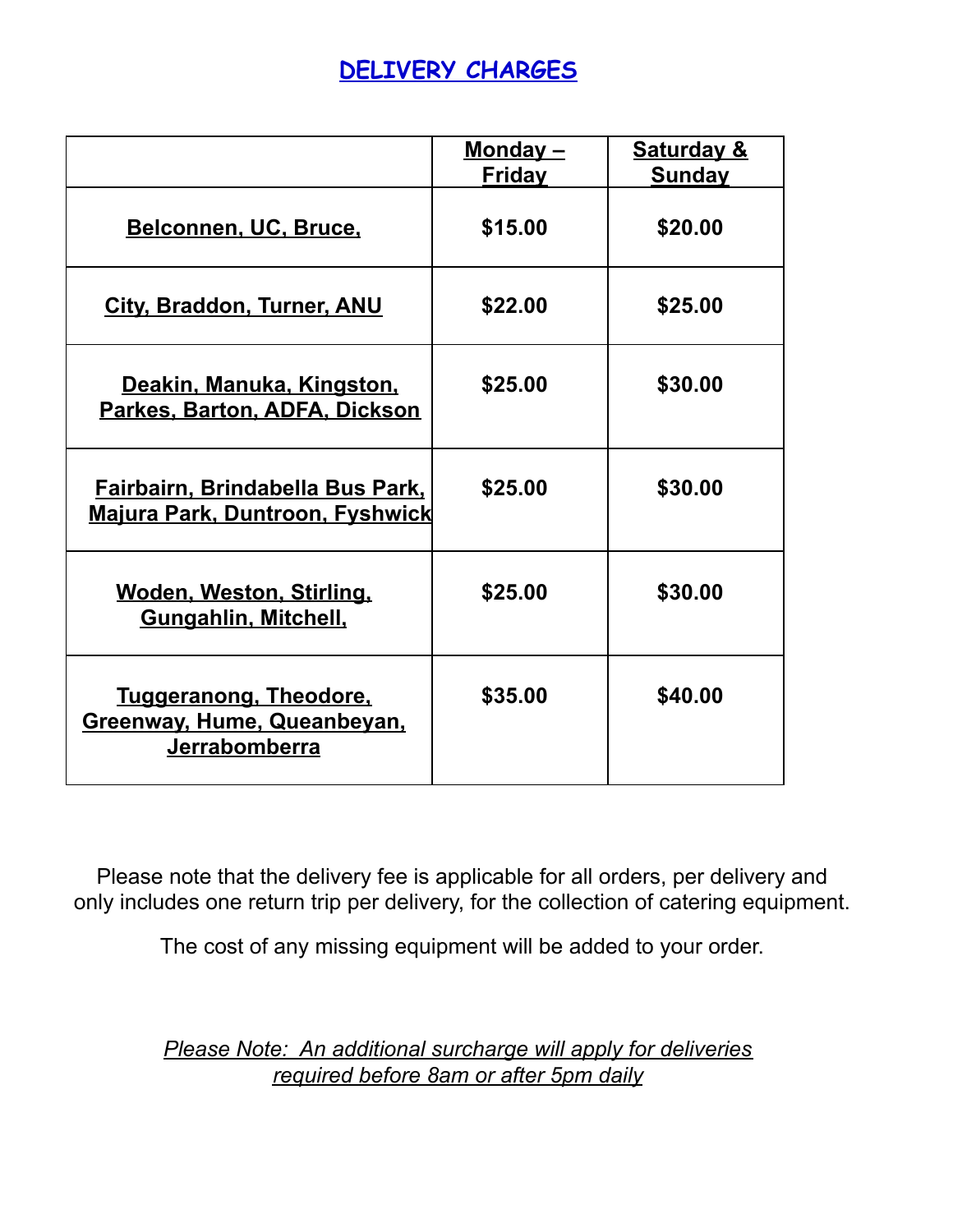# DELIVERY CHARGES

| | Monday – Friday | Saturday & Sunday |
|---|---|---|
| Belconnen, UC, Bruce, | $15.00 | $20.00 |
| City, Braddon, Turner, ANU | $22.00 | $25.00 |
| Deakin, Manuka, Kingston, Parkes, Barton, ADFA, Dickson | $25.00 | $30.00 |
| Fairbairn, Brindabella Bus Park, Majura Park, Duntroon, Fyshwick | $25.00 | $30.00 |
| Woden, Weston, Stirling, Gungahlin, Mitchell, | $25.00 | $30.00 |
| Tuggeranong, Theodore, Greenway, Hume, Queanbeyan, Jerrabomberra | $35.00 | $40.00 |

Please note that the delivery fee is applicable for all orders, per delivery and only includes one return trip per delivery, for the collection of catering equipment.

The cost of any missing equipment will be added to your order.

*Please Note: An additional surcharge will apply for deliveries required before 8am or after 5pm daily*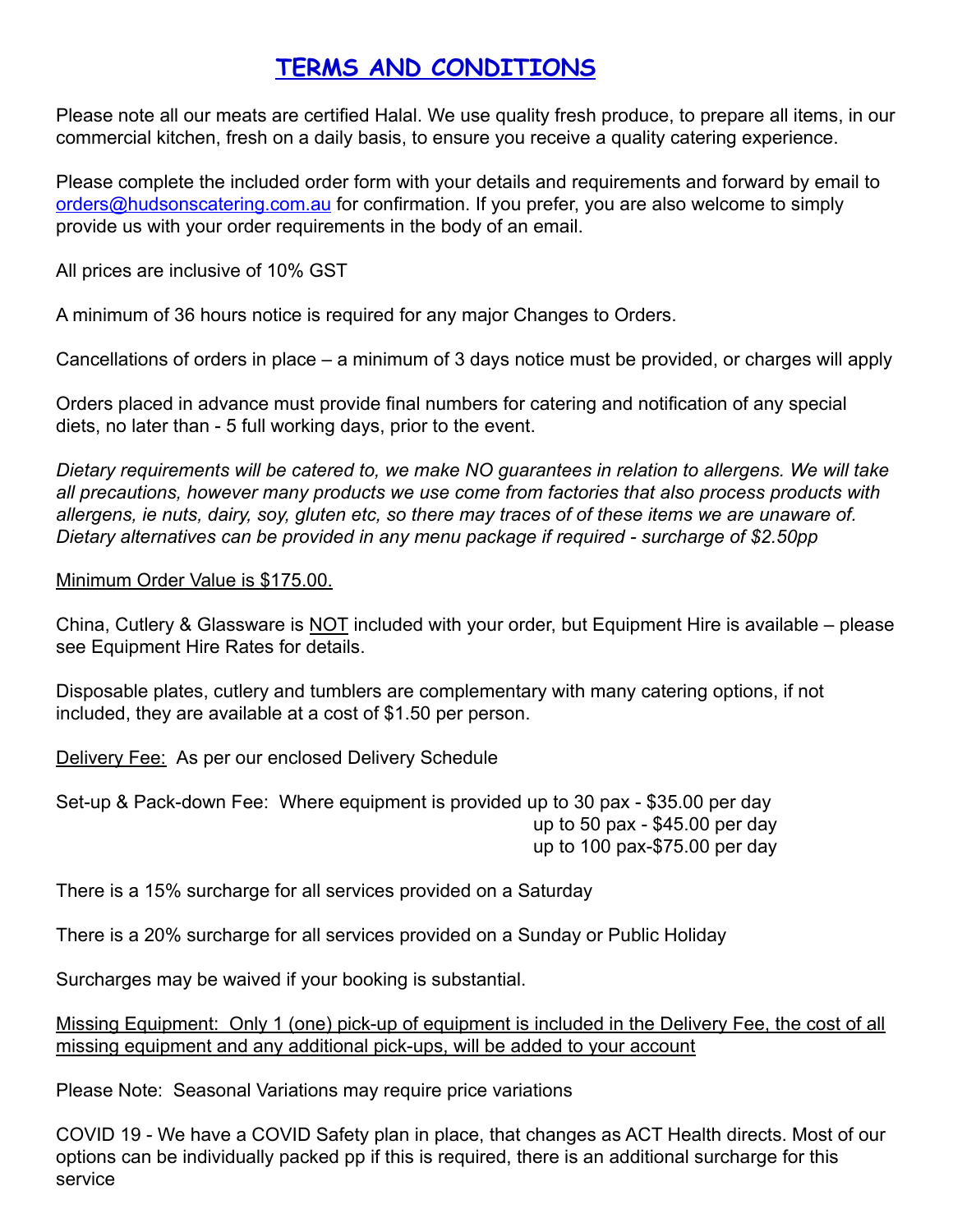# TERMS AND CONDITIONS

Please note all our meats are certified Halal. We use quality fresh produce, to prepare all items, in our commercial kitchen, fresh on a daily basis, to ensure you receive a quality catering experience.

Please complete the included order form with your details and requirements and forward by email to orders@hudsonscatering.com.au for confirmation. If you prefer, you are also welcome to simply provide us with your order requirements in the body of an email.

All prices are inclusive of 10% GST

A minimum of 36 hours notice is required for any major Changes to Orders.

Cancellations of orders in place – a minimum of 3 days notice must be provided, or charges will apply

Orders placed in advance must provide final numbers for catering and notification of any special diets, no later than - 5 full working days, prior to the event.

*Dietary requirements will be catered to, we make NO guarantees in relation to allergens. We will take all precautions, however many products we use come from factories that also process products with allergens, ie nuts, dairy, soy, gluten etc, so there may traces of of these items we are unaware of. Dietary alternatives can be provided in any menu package if required - surcharge of $2.50pp*

Minimum Order Value is $175.00.

China, Cutlery & Glassware is NOT included with your order, but Equipment Hire is available – please see Equipment Hire Rates for details.

Disposable plates, cutlery and tumblers are complementary with many catering options, if not included, they are available at a cost of $1.50 per person.

Delivery Fee: As per our enclosed Delivery Schedule

Set-up & Pack-down Fee: Where equipment is provided up to 30 pax - $35.00 per day
up to 50 pax - $45.00 per day
up to 100 pax-$75.00 per day

There is a 15% surcharge for all services provided on a Saturday

There is a 20% surcharge for all services provided on a Sunday or Public Holiday

Surcharges may be waived if your booking is substantial.

Missing Equipment: Only 1 (one) pick-up of equipment is included in the Delivery Fee, the cost of all missing equipment and any additional pick-ups, will be added to your account

Please Note: Seasonal Variations may require price variations

COVID 19 - We have a COVID Safety plan in place, that changes as ACT Health directs. Most of our options can be individually packed pp if this is required, there is an additional surcharge for this service